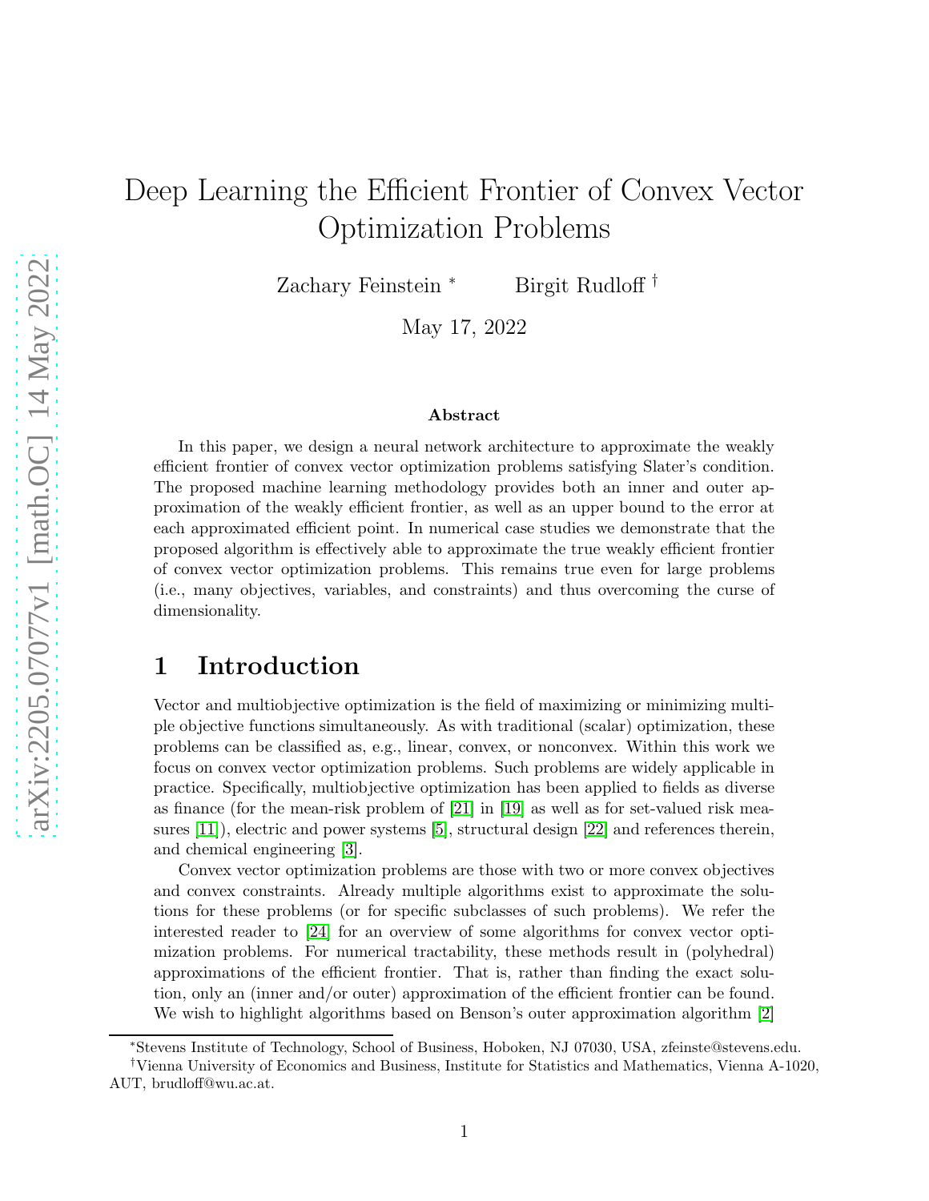# Deep Learning the Efficient Frontier of Convex Vector Optimization Problems

Zachary Feinstein [*] Birgit Rudloff [†]

May 17, 2022

**Abstract**

In this paper, we design a neural network architecture to approximate the weakly efficient frontier of convex vector optimization problems satisfying Slater's condition. The proposed machine learning methodology provides both an inner and outer approximation of the weakly efficient frontier, as well as an upper bound to the error at each approximated efficient point. In numerical case studies we demonstrate that the proposed algorithm is effectively able to approximate the true weakly efficient frontier of convex vector optimization problems. This remains true even for large problems (i.e., many objectives, variables, and constraints) and thus overcoming the curse of dimensionality.

## 1 Introduction

Vector and multiobjective optimization is the field of maximizing or minimizing multiple objective functions simultaneously. As with traditional (scalar) optimization, these problems can be classified as, e.g., linear, convex, or nonconvex. Within this work we focus on convex vector optimization problems. Such problems are widely applicable in practice. Specifically, multiobjective optimization has been applied to fields as diverse as finance (for the mean-risk problem of [21] in [19] as well as for set-valued risk measures [11]), electric and power systems [5], structural design [22] and references therein, and chemical engineering [3].

Convex vector optimization problems are those with two or more convex objectives and convex constraints. Already multiple algorithms exist to approximate the solutions for these problems (or for specific subclasses of such problems). We refer the interested reader to [24] for an overview of some algorithms for convex vector optimization problems. For numerical tractability, these methods result in (polyhedral) approximations of the efficient frontier. That is, rather than finding the exact solution, only an (inner and/or outer) approximation of the efficient frontier can be found. We wish to highlight algorithms based on Benson's outer approximation algorithm [2]

[*] Stevens Institute of Technology, School of Business, Hoboken, NJ 07030, USA, zfeinste@stevens.edu.

[†] Vienna University of Economics and Business, Institute for Statistics and Mathematics, Vienna A-1020, AUT, brudloff@wu.ac.at.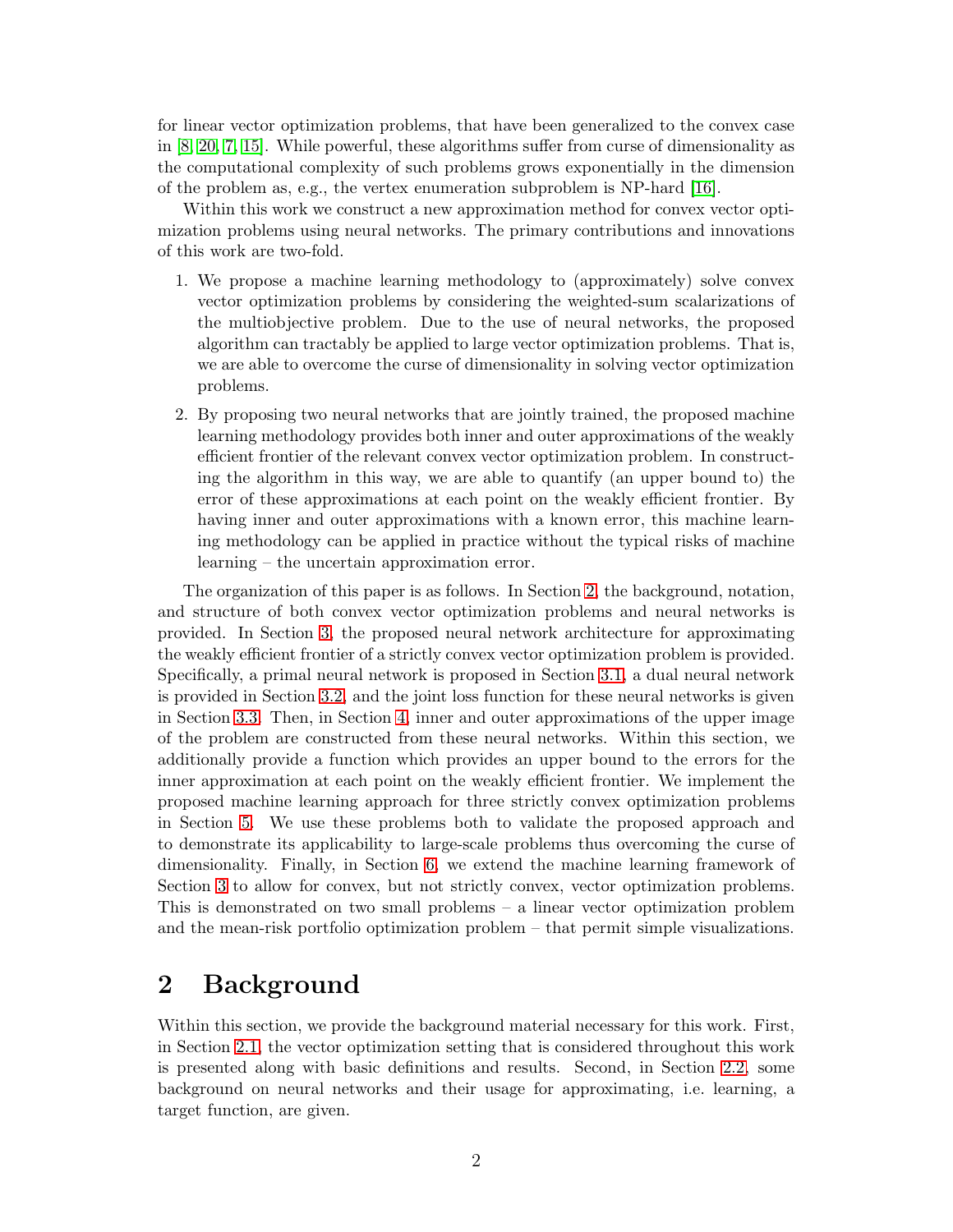for linear vector optimization problems, that have been generalized to the convex case in [8, 20, 7, 15]. While powerful, these algorithms suffer from curse of dimensionality as the computational complexity of such problems grows exponentially in the dimension of the problem as, e.g., the vertex enumeration subproblem is NP-hard [16].

Within this work we construct a new approximation method for convex vector optimization problems using neural networks. The primary contributions and innovations of this work are two-fold.

1. We propose a machine learning methodology to (approximately) solve convex vector optimization problems by considering the weighted-sum scalarizations of the multiobjective problem. Due to the use of neural networks, the proposed algorithm can tractably be applied to large vector optimization problems. That is, we are able to overcome the curse of dimensionality in solving vector optimization problems.
2. By proposing two neural networks that are jointly trained, the proposed machine learning methodology provides both inner and outer approximations of the weakly efficient frontier of the relevant convex vector optimization problem. In constructing the algorithm in this way, we are able to quantify (an upper bound to) the error of these approximations at each point on the weakly efficient frontier. By having inner and outer approximations with a known error, this machine learning methodology can be applied in practice without the typical risks of machine learning – the uncertain approximation error.

The organization of this paper is as follows. In Section 2, the background, notation, and structure of both convex vector optimization problems and neural networks is provided. In Section 3, the proposed neural network architecture for approximating the weakly efficient frontier of a strictly convex vector optimization problem is provided. Specifically, a primal neural network is proposed in Section 3.1, a dual neural network is provided in Section 3.2, and the joint loss function for these neural networks is given in Section 3.3. Then, in Section 4, inner and outer approximations of the upper image of the problem are constructed from these neural networks. Within this section, we additionally provide a function which provides an upper bound to the errors for the inner approximation at each point on the weakly efficient frontier. We implement the proposed machine learning approach for three strictly convex optimization problems in Section 5. We use these problems both to validate the proposed approach and to demonstrate its applicability to large-scale problems thus overcoming the curse of dimensionality. Finally, in Section 6, we extend the machine learning framework of Section 3 to allow for convex, but not strictly convex, vector optimization problems. This is demonstrated on two small problems – a linear vector optimization problem and the mean-risk portfolio optimization problem – that permit simple visualizations.

# 2 Background

Within this section, we provide the background material necessary for this work. First, in Section 2.1, the vector optimization setting that is considered throughout this work is presented along with basic definitions and results. Second, in Section 2.2, some background on neural networks and their usage for approximating, i.e. learning, a target function, are given.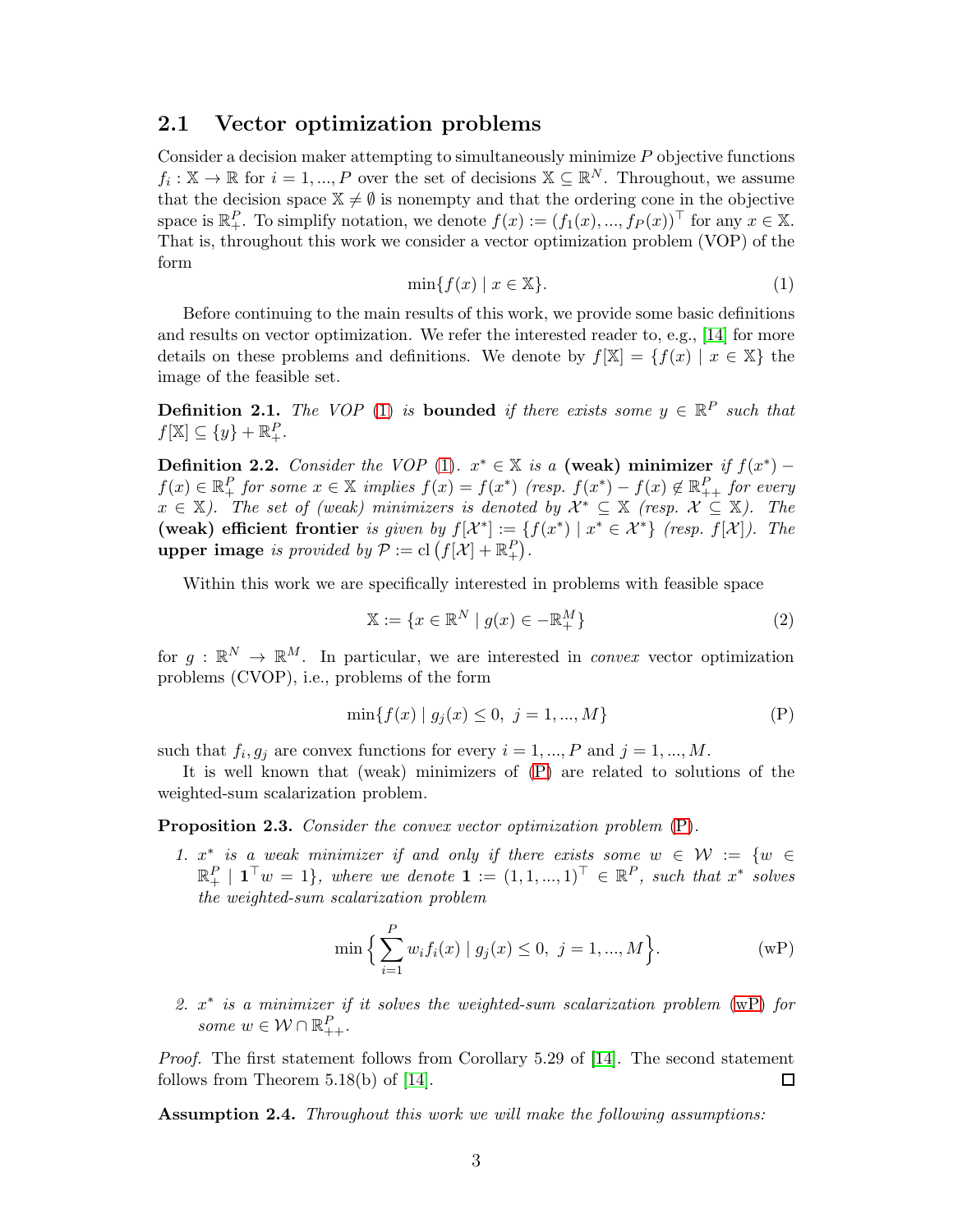## 2.1 Vector optimization problems

Consider a decision maker attempting to simultaneously minimize $P$ objective functions $f_i : \mathbb{X} \to \mathbb{R}$ for $i = 1, ..., P$ over the set of decisions $\mathbb{X} \subseteq \mathbb{R}^N$. Throughout, we assume that the decision space $\mathbb{X} \neq \emptyset$ is nonempty and that the ordering cone in the objective space is $\mathbb{R}^P_+$. To simplify notation, we denote $f(x) := (f_1(x), ..., f_P(x))^\top$ for any $x \in \mathbb{X}$. That is, throughout this work we consider a vector optimization problem (VOP) of the form

$$\min\{f(x) \mid x \in \mathbb{X}\}. \tag{1}$$

Before continuing to the main results of this work, we provide some basic definitions and results on vector optimization. We refer the interested reader to, e.g., [14] for more details on these problems and definitions. We denote by $f[\mathbb{X}] = \{f(x) \mid x \in \mathbb{X}\}$ the image of the feasible set.

**Definition 2.1.** *The VOP (1) is* **bounded** *if there exists some $y \in \mathbb{R}^P$ such that $f[\mathbb{X}] \subseteq \{y\} + \mathbb{R}^P_+$.*

**Definition 2.2.** *Consider the VOP (1). $x^* \in \mathbb{X}$ is a* **(weak) minimizer** *if $f(x^*) - f(x) \in \mathbb{R}^P_+$ for some $x \in \mathbb{X}$ implies $f(x) = f(x^*)$ (resp. $f(x^*) - f(x) \notin \mathbb{R}^P_{++}$ for every $x \in \mathbb{X}$). The set of (weak) minimizers is denoted by $\mathcal{X}^* \subseteq \mathbb{X}$ (resp. $\mathcal{X} \subseteq \mathbb{X}$). The* **(weak) efficient frontier** *is given by $f[\mathcal{X}^*] := \{f(x^*) \mid x^* \in \mathcal{X}^*\}$ (resp. $f[\mathcal{X}]$). The* **upper image** *is provided by $\mathcal{P} := \operatorname{cl}\left(f[\mathcal{X}] + \mathbb{R}^P_+\right)$.*

Within this work we are specifically interested in problems with feasible space

$$\mathbb{X} := \{x \in \mathbb{R}^N \mid g(x) \in -\mathbb{R}^M_+\} \tag{2}$$

for $g : \mathbb{R}^N \to \mathbb{R}^M$. In particular, we are interested in *convex* vector optimization problems (CVOP), i.e., problems of the form

$$\min\{f(x) \mid g_j(x) \leq 0, \ j = 1, ..., M\} \tag{P}$$

such that $f_i, g_j$ are convex functions for every $i = 1, ..., P$ and $j = 1, ..., M$.

It is well known that (weak) minimizers of (P) are related to solutions of the weighted-sum scalarization problem.

**Proposition 2.3.** *Consider the convex vector optimization problem (P).*

1. *$x^*$ is a weak minimizer if and only if there exists some $w \in \mathcal{W} := \{w \in \mathbb{R}^P_+ \mid \mathbf{1}^\top w = 1\}$, where we denote $\mathbf{1} := (1, 1, ..., 1)^\top \in \mathbb{R}^P$, such that $x^*$ solves the weighted-sum scalarization problem*

$$\min\Big\{\sum_{i=1}^{P} w_i f_i(x) \mid g_j(x) \leq 0, \ j = 1, ..., M\Big\}. \tag{wP}$$

2. *$x^*$ is a minimizer if it solves the weighted-sum scalarization problem (wP) for some $w \in \mathcal{W} \cap \mathbb{R}^P_{++}$.*

*Proof.* The first statement follows from Corollary 5.29 of [14]. The second statement follows from Theorem 5.18(b) of [14]. □

**Assumption 2.4.** *Throughout this work we will make the following assumptions:*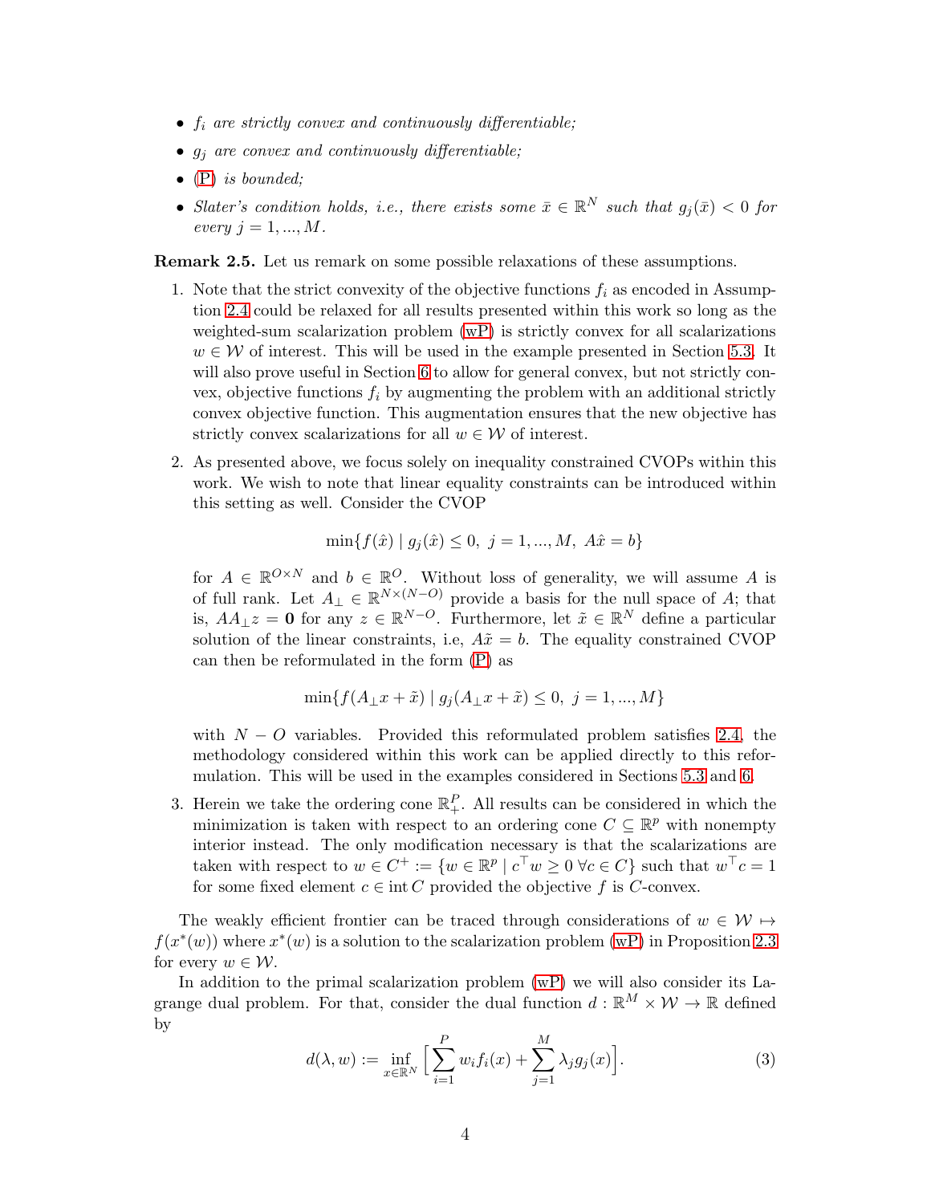- *$f_i$ are strictly convex and continuously differentiable;*
- *$g_j$ are convex and continuously differentiable;*
- *(P) is bounded;*
- *Slater's condition holds, i.e., there exists some $\bar{x} \in \mathbb{R}^N$ such that $g_j(\bar{x}) < 0$ for every $j = 1, ..., M$.*

**Remark 2.5.** Let us remark on some possible relaxations of these assumptions.

1. Note that the strict convexity of the objective functions $f_i$ as encoded in Assumption 2.4 could be relaxed for all results presented within this work so long as the weighted-sum scalarization problem (wP) is strictly convex for all scalarizations $w \in \mathcal{W}$ of interest. This will be used in the example presented in Section 5.3. It will also prove useful in Section 6 to allow for general convex, but not strictly convex, objective functions $f_i$ by augmenting the problem with an additional strictly convex objective function. This augmentation ensures that the new objective has strictly convex scalarizations for all $w \in \mathcal{W}$ of interest.

2. As presented above, we focus solely on inequality constrained CVOPs within this work. We wish to note that linear equality constraints can be introduced within this setting as well. Consider the CVOP

$$\min\{f(\hat{x}) \mid g_j(\hat{x}) \leq 0,\ j = 1, ..., M,\ A\hat{x} = b\}$$

for $A \in \mathbb{R}^{O \times N}$ and $b \in \mathbb{R}^O$. Without loss of generality, we will assume $A$ is of full rank. Let $A_\perp \in \mathbb{R}^{N \times (N-O)}$ provide a basis for the null space of $A$; that is, $AA_\perp z = \mathbf{0}$ for any $z \in \mathbb{R}^{N-O}$. Furthermore, let $\tilde{x} \in \mathbb{R}^N$ define a particular solution of the linear constraints, i.e, $A\tilde{x} = b$. The equality constrained CVOP can then be reformulated in the form (P) as

$$\min\{f(A_\perp x + \tilde{x}) \mid g_j(A_\perp x + \tilde{x}) \leq 0,\ j = 1, ..., M\}$$

with $N - O$ variables. Provided this reformulated problem satisfies 2.4, the methodology considered within this work can be applied directly to this reformulation. This will be used in the examples considered in Sections 5.3 and 6.

3. Herein we take the ordering cone $\mathbb{R}^P_+$. All results can be considered in which the minimization is taken with respect to an ordering cone $C \subseteq \mathbb{R}^p$ with nonempty interior instead. The only modification necessary is that the scalarizations are taken with respect to $w \in C^+ := \{w \in \mathbb{R}^p \mid c^\top w \geq 0\ \forall c \in C\}$ such that $w^\top c = 1$ for some fixed element $c \in \operatorname{int} C$ provided the objective $f$ is $C$-convex.

The weakly efficient frontier can be traced through considerations of $w \in \mathcal{W} \mapsto f(x^*(w))$ where $x^*(w)$ is a solution to the scalarization problem (wP) in Proposition 2.3 for every $w \in \mathcal{W}$.

In addition to the primal scalarization problem (wP) we will also consider its Lagrange dual problem. For that, consider the dual function $d : \mathbb{R}^M \times \mathcal{W} \to \mathbb{R}$ defined by

$$d(\lambda, w) := \inf_{x \in \mathbb{R}^N} \Big[ \sum_{i=1}^{P} w_i f_i(x) + \sum_{j=1}^{M} \lambda_j g_j(x) \Big]. \tag{3}$$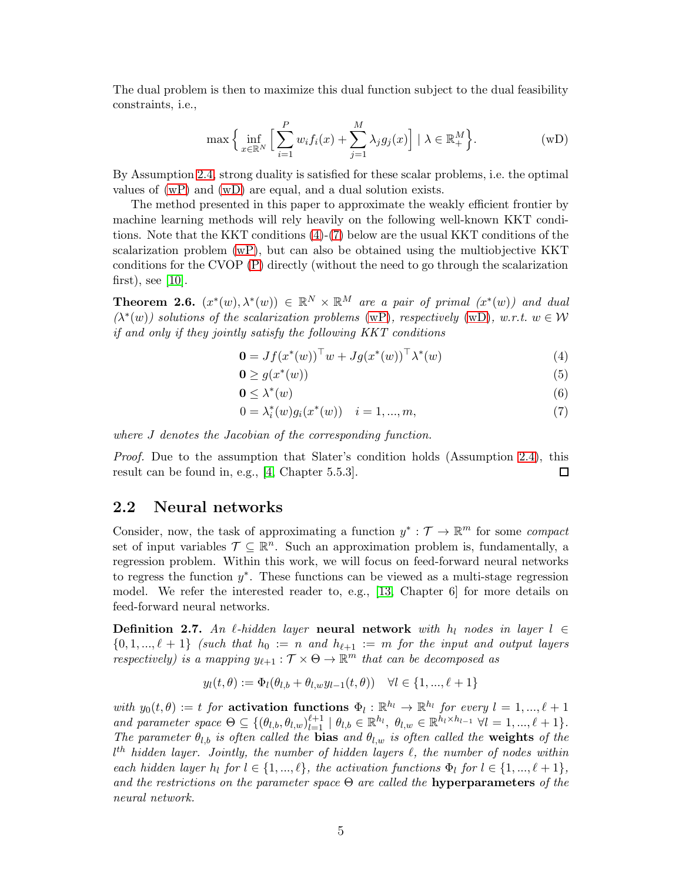The dual problem is then to maximize this dual function subject to the dual feasibility constraints, i.e.,

$$\max\Big\{ \inf_{x\in\mathbb{R}^N} \Big[ \sum_{i=1}^{P} w_i f_i(x) + \sum_{j=1}^{M} \lambda_j g_j(x) \Big] \mid \lambda \in \mathbb{R}^M_+ \Big\}. \tag{wD}$$

By Assumption 2.4, strong duality is satisfied for these scalar problems, i.e. the optimal values of (wP) and (wD) are equal, and a dual solution exists.

The method presented in this paper to approximate the weakly efficient frontier by machine learning methods will rely heavily on the following well-known KKT conditions. Note that the KKT conditions (4)-(7) below are the usual KKT conditions of the scalarization problem (wP), but can also be obtained using the multiobjective KKT conditions for the CVOP (P) directly (without the need to go through the scalarization first), see [10].

**Theorem 2.6.** *$(x^*(w), \lambda^*(w)) \in \mathbb{R}^N \times \mathbb{R}^M$ are a pair of primal ($x^*(w)$) and dual ($\lambda^*(w)$) solutions of the scalarization problems (wP), respectively (wD), w.r.t. $w \in \mathcal{W}$ if and only if they jointly satisfy the following KKT conditions*

$$\mathbf{0} = Jf(x^*(w))^\top w + Jg(x^*(w))^\top \lambda^*(w) \tag{4}$$
$$\mathbf{0} \geq g(x^*(w)) \tag{5}$$
$$\mathbf{0} \leq \lambda^*(w) \tag{6}$$
$$0 = \lambda^*_i(w) g_i(x^*(w)) \quad i = 1, ..., m, \tag{7}$$

*where $J$ denotes the Jacobian of the corresponding function.*

*Proof.* Due to the assumption that Slater's condition holds (Assumption 2.4), this result can be found in, e.g., [4, Chapter 5.5.3]. □

## 2.2 Neural networks

Consider, now, the task of approximating a function $y^* : \mathcal{T} \to \mathbb{R}^m$ for some *compact* set of input variables $\mathcal{T} \subseteq \mathbb{R}^n$. Such an approximation problem is, fundamentally, a regression problem. Within this work, we will focus on feed-forward neural networks to regress the function $y^*$. These functions can be viewed as a multi-stage regression model. We refer the interested reader to, e.g., [13, Chapter 6] for more details on feed-forward neural networks.

**Definition 2.7.** *An $\ell$-hidden layer* **neural network** *with $h_l$ nodes in layer $l \in \{0, 1, ..., \ell + 1\}$ (such that $h_0 := n$ and $h_{\ell+1} := m$ for the input and output layers respectively) is a mapping $y_{\ell+1} : \mathcal{T} \times \Theta \to \mathbb{R}^m$ that can be decomposed as*

$$y_l(t, \theta) := \Phi_l(\theta_{l,b} + \theta_{l,w} y_{l-1}(t, \theta)) \quad \forall l \in \{1, ..., \ell + 1\}$$

*with $y_0(t, \theta) := t$ for* **activation functions** *$\Phi_l : \mathbb{R}^{h_l} \to \mathbb{R}^{h_l}$ for every $l = 1, ..., \ell + 1$ and parameter space $\Theta \subseteq \{(\theta_{l,b}, \theta_{l,w})_{l=1}^{\ell+1} \mid \theta_{l,b} \in \mathbb{R}^{h_l},\ \theta_{l,w} \in \mathbb{R}^{h_l \times h_{l-1}}\ \forall l = 1, ..., \ell + 1\}$. The parameter $\theta_{l,b}$ is often called the* **bias** *and $\theta_{l,w}$ is often called the* **weights** *of the $l^{th}$ hidden layer. Jointly, the number of hidden layers $\ell$, the number of nodes within each hidden layer $h_l$ for $l \in \{1, ..., \ell\}$, the activation functions $\Phi_l$ for $l \in \{1, ..., \ell + 1\}$, and the restrictions on the parameter space $\Theta$ are called the* **hyperparameters** *of the neural network.*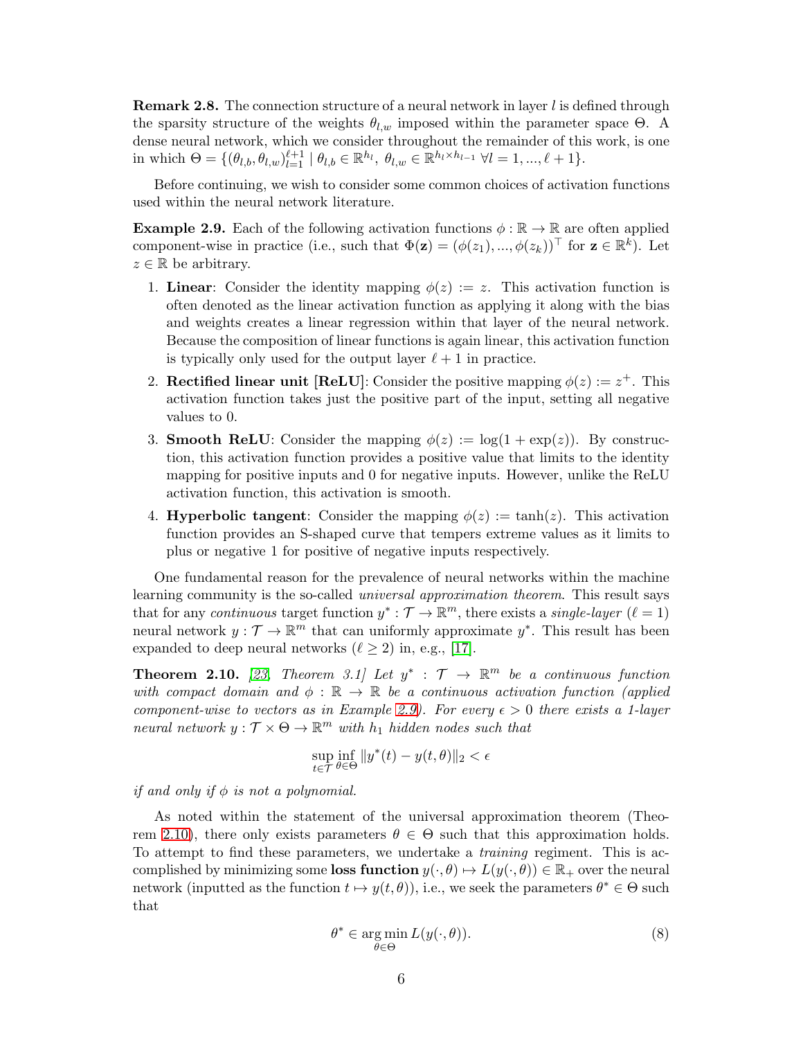**Remark 2.8.** The connection structure of a neural network in layer $l$ is defined through the sparsity structure of the weights $\theta_{l,w}$ imposed within the parameter space $\Theta$. A dense neural network, which we consider throughout the remainder of this work, is one in which $\Theta = \{(\theta_{l,b}, \theta_{l,w})_{l=1}^{\ell+1} \mid \theta_{l,b} \in \mathbb{R}^{h_l},\ \theta_{l,w} \in \mathbb{R}^{h_l \times h_{l-1}}\ \forall l = 1, ..., \ell+1\}$.

Before continuing, we wish to consider some common choices of activation functions used within the neural network literature.

**Example 2.9.** Each of the following activation functions $\phi : \mathbb{R} \to \mathbb{R}$ are often applied component-wise in practice (i.e., such that $\Phi(\mathbf{z}) = (\phi(z_1), ..., \phi(z_k))^\top$ for $\mathbf{z} \in \mathbb{R}^k$). Let $z \in \mathbb{R}$ be arbitrary.

1. **Linear**: Consider the identity mapping $\phi(z) := z$. This activation function is often denoted as the linear activation function as applying it along with the bias and weights creates a linear regression within that layer of the neural network. Because the composition of linear functions is again linear, this activation function is typically only used for the output layer $\ell + 1$ in practice.
2. **Rectified linear unit [ReLU]**: Consider the positive mapping $\phi(z) := z^+$. This activation function takes just the positive part of the input, setting all negative values to 0.
3. **Smooth ReLU**: Consider the mapping $\phi(z) := \log(1 + \exp(z))$. By construction, this activation function provides a positive value that limits to the identity mapping for positive inputs and 0 for negative inputs. However, unlike the ReLU activation function, this activation is smooth.
4. **Hyperbolic tangent**: Consider the mapping $\phi(z) := \tanh(z)$. This activation function provides an S-shaped curve that tempers extreme values as it limits to plus or negative 1 for positive of negative inputs respectively.

One fundamental reason for the prevalence of neural networks within the machine learning community is the so-called *universal approximation theorem*. This result says that for any *continuous* target function $y^* : \mathcal{T} \to \mathbb{R}^m$, there exists a *single-layer* ($\ell = 1$) neural network $y : \mathcal{T} \to \mathbb{R}^m$ that can uniformly approximate $y^*$. This result has been expanded to deep neural networks ($\ell \geq 2$) in, e.g., [17].

**Theorem 2.10.** *[23, Theorem 3.1] Let $y^* : \mathcal{T} \to \mathbb{R}^m$ be a continuous function with compact domain and $\phi : \mathbb{R} \to \mathbb{R}$ be a continuous activation function (applied component-wise to vectors as in Example 2.9). For every $\epsilon > 0$ there exists a 1-layer neural network $y : \mathcal{T} \times \Theta \to \mathbb{R}^m$ with $h_1$ hidden nodes such that*

$$\sup_{t \in \mathcal{T}} \inf_{\theta \in \Theta} \|y^*(t) - y(t, \theta)\|_2 < \epsilon$$

*if and only if $\phi$ is not a polynomial.*

As noted within the statement of the universal approximation theorem (Theorem 2.10), there only exists parameters $\theta \in \Theta$ such that this approximation holds. To attempt to find these parameters, we undertake a *training* regiment. This is accomplished by minimizing some **loss function** $y(\cdot, \theta) \mapsto L(y(\cdot, \theta)) \in \mathbb{R}_+$ over the neural network (inputted as the function $t \mapsto y(t, \theta)$), i.e., we seek the parameters $\theta^* \in \Theta$ such that

$$\theta^* \in \underset{\theta \in \Theta}{\arg\min}\, L(y(\cdot, \theta)). \tag{8}$$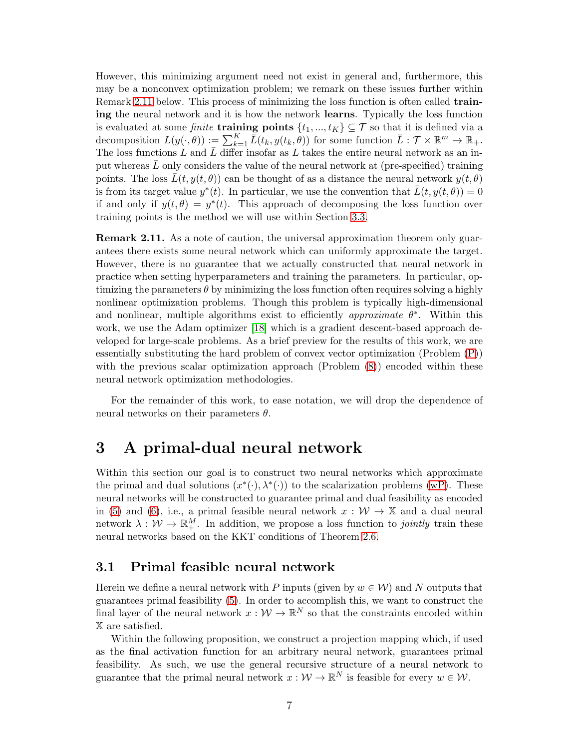However, this minimizing argument need not exist in general and, furthermore, this may be a nonconvex optimization problem; we remark on these issues further within Remark 2.11 below. This process of minimizing the loss function is often called **training** the neural network and it is how the network **learns**. Typically the loss function is evaluated at some *finite* **training points** $\{t_1, ..., t_K\} \subseteq \mathcal{T}$ so that it is defined via a decomposition $L(y(\cdot, \theta)) := \sum_{k=1}^{K} \bar{L}(t_k, y(t_k, \theta))$ for some function $\bar{L} : \mathcal{T} \times \mathbb{R}^m \to \mathbb{R}_+$. The loss functions $L$ and $\bar{L}$ differ insofar as $L$ takes the entire neural network as an input whereas $\bar{L}$ only considers the value of the neural network at (pre-specified) training points. The loss $\bar{L}(t, y(t, \theta))$ can be thought of as a distance the neural network $y(t, \theta)$ is from its target value $y^*(t)$. In particular, we use the convention that $\bar{L}(t, y(t, \theta)) = 0$ if and only if $y(t, \theta) = y^*(t)$. This approach of decomposing the loss function over training points is the method we will use within Section 3.3.

**Remark 2.11.** As a note of caution, the universal approximation theorem only guarantees there exists some neural network which can uniformly approximate the target. However, there is no guarantee that we actually constructed that neural network in practice when setting hyperparameters and training the parameters. In particular, optimizing the parameters $\theta$ by minimizing the loss function often requires solving a highly nonlinear optimization problems. Though this problem is typically high-dimensional and nonlinear, multiple algorithms exist to efficiently *approximate* $\theta^*$. Within this work, we use the Adam optimizer [18] which is a gradient descent-based approach developed for large-scale problems. As a brief preview for the results of this work, we are essentially substituting the hard problem of convex vector optimization (Problem (P)) with the previous scalar optimization approach (Problem (8)) encoded within these neural network optimization methodologies.

For the remainder of this work, to ease notation, we will drop the dependence of neural networks on their parameters $\theta$.

# 3 A primal-dual neural network

Within this section our goal is to construct two neural networks which approximate the primal and dual solutions $(x^*(\cdot), \lambda^*(\cdot))$ to the scalarization problems (wP). These neural networks will be constructed to guarantee primal and dual feasibility as encoded in (5) and (6), i.e., a primal feasible neural network $x : \mathcal{W} \to \mathbb{X}$ and a dual neural network $\lambda : \mathcal{W} \to \mathbb{R}^M_+$. In addition, we propose a loss function to *jointly* train these neural networks based on the KKT conditions of Theorem 2.6.

## 3.1 Primal feasible neural network

Herein we define a neural network with $P$ inputs (given by $w \in \mathcal{W}$) and $N$ outputs that guarantees primal feasibility (5). In order to accomplish this, we want to construct the final layer of the neural network $x : \mathcal{W} \to \mathbb{R}^N$ so that the constraints encoded within $\mathbb{X}$ are satisfied.

Within the following proposition, we construct a projection mapping which, if used as the final activation function for an arbitrary neural network, guarantees primal feasibility. As such, we use the general recursive structure of a neural network to guarantee that the primal neural network $x : \mathcal{W} \to \mathbb{R}^N$ is feasible for every $w \in \mathcal{W}$.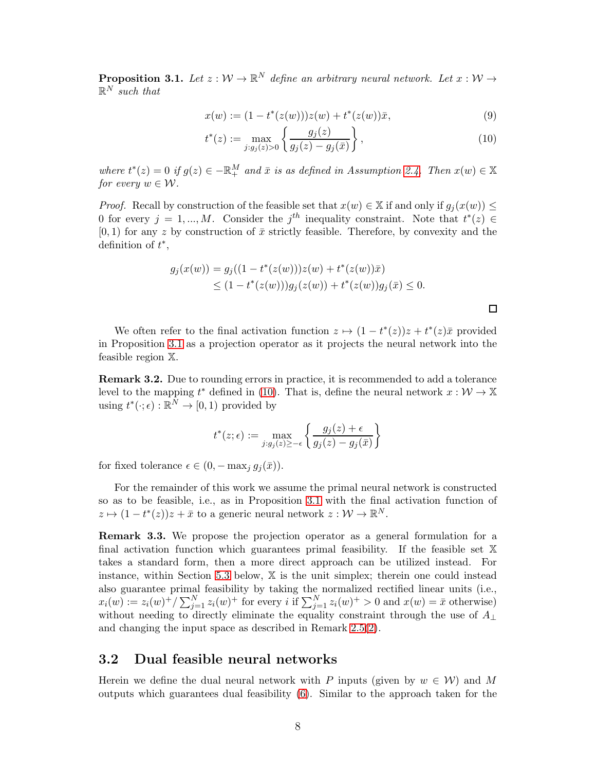**Proposition 3.1.** *Let $z : \mathcal{W} \to \mathbb{R}^N$ define an arbitrary neural network. Let $x : \mathcal{W} \to \mathbb{R}^N$ such that*

$$x(w) := (1 - t^*(z(w)))z(w) + t^*(z(w))\bar{x}, \tag{9}$$

$$t^*(z) := \max_{j : g_j(z) > 0} \left\{ \frac{g_j(z)}{g_j(z) - g_j(\bar{x})} \right\}, \tag{10}$$

*where $t^*(z) = 0$ if $g(z) \in -\mathbb{R}^M_+$ and $\bar{x}$ is as defined in Assumption 2.4. Then $x(w) \in \mathbb{X}$ for every $w \in \mathcal{W}$.*

*Proof.* Recall by construction of the feasible set that $x(w) \in \mathbb{X}$ if and only if $g_j(x(w)) \leq 0$ for every $j = 1, ..., M$. Consider the $j^{th}$ inequality constraint. Note that $t^*(z) \in [0, 1)$ for any $z$ by construction of $\bar{x}$ strictly feasible. Therefore, by convexity and the definition of $t^*$,

$$\begin{aligned} g_j(x(w)) &= g_j((1 - t^*(z(w)))z(w) + t^*(z(w))\bar{x}) \\ &\leq (1 - t^*(z(w)))g_j(z(w)) + t^*(z(w))g_j(\bar{x}) \leq 0. \end{aligned}$$

□

We often refer to the final activation function $z \mapsto (1 - t^*(z))z + t^*(z)\bar{x}$ provided in Proposition 3.1 as a projection operator as it projects the neural network into the feasible region $\mathbb{X}$.

**Remark 3.2.** Due to rounding errors in practice, it is recommended to add a tolerance level to the mapping $t^*$ defined in (10). That is, define the neural network $x : \mathcal{W} \to \mathbb{X}$ using $t^*(\cdot; \epsilon) : \mathbb{R}^N \to [0, 1)$ provided by

$$t^*(z; \epsilon) := \max_{j : g_j(z) \geq -\epsilon} \left\{ \frac{g_j(z) + \epsilon}{g_j(z) - g_j(\bar{x})} \right\}$$

for fixed tolerance $\epsilon \in (0, -\max_j g_j(\bar{x}))$.

For the remainder of this work we assume the primal neural network is constructed so as to be feasible, i.e., as in Proposition 3.1 with the final activation function of $z \mapsto (1 - t^*(z))z + \bar{x}$ to a generic neural network $z : \mathcal{W} \to \mathbb{R}^N$.

**Remark 3.3.** We propose the projection operator as a general formulation for a final activation function which guarantees primal feasibility. If the feasible set $\mathbb{X}$ takes a standard form, then a more direct approach can be utilized instead. For instance, within Section 5.3 below, $\mathbb{X}$ is the unit simplex; therein one could instead also guarantee primal feasibility by taking the normalized rectified linear units (i.e., $x_i(w) := z_i(w)^+ / \sum_{j=1}^N z_i(w)^+$ for every $i$ if $\sum_{j=1}^N z_i(w)^+ > 0$ and $x(w) = \bar{x}$ otherwise) without needing to directly eliminate the equality constraint through the use of $A_\perp$ and changing the input space as described in Remark 2.5(2).

## 3.2 Dual feasible neural networks

Herein we define the dual neural network with $P$ inputs (given by $w \in \mathcal{W}$) and $M$ outputs which guarantees dual feasibility (6). Similar to the approach taken for the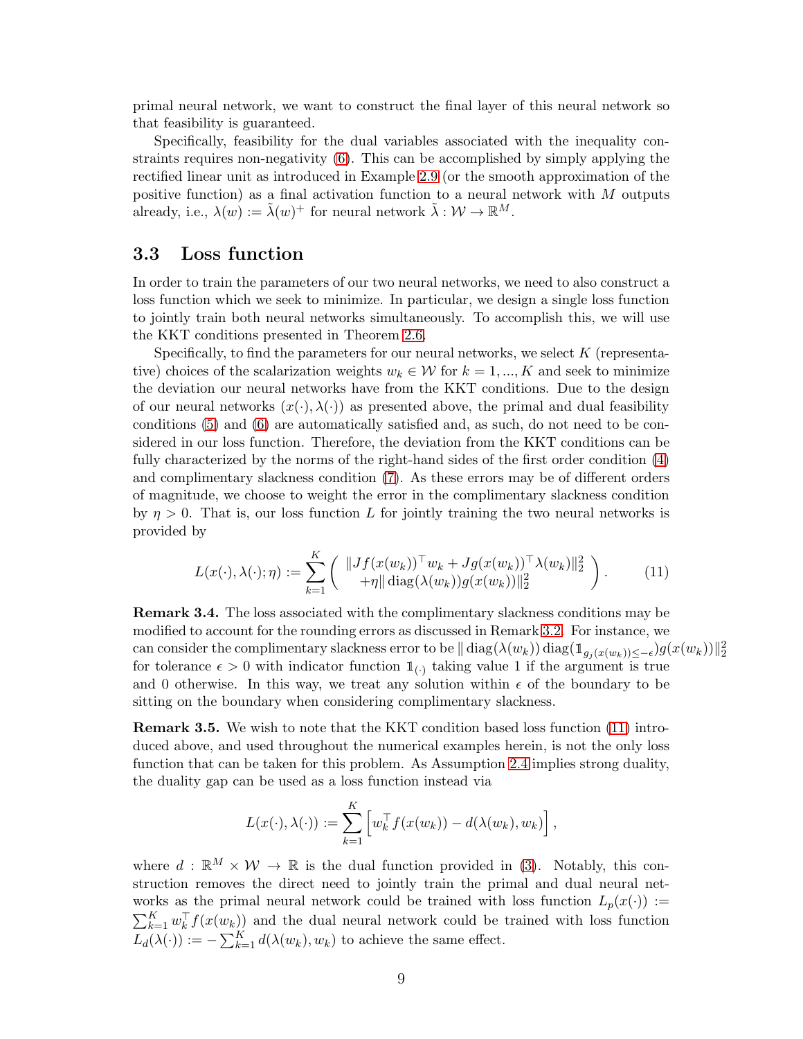primal neural network, we want to construct the final layer of this neural network so that feasibility is guaranteed.

Specifically, feasibility for the dual variables associated with the inequality constraints requires non-negativity (6). This can be accomplished by simply applying the rectified linear unit as introduced in Example 2.9 (or the smooth approximation of the positive function) as a final activation function to a neural network with $M$ outputs already, i.e., $\lambda(w) := \tilde{\lambda}(w)^+$ for neural network $\tilde{\lambda} : \mathcal{W} \to \mathbb{R}^M$.

### 3.3 Loss function

In order to train the parameters of our two neural networks, we need to also construct a loss function which we seek to minimize. In particular, we design a single loss function to jointly train both neural networks simultaneously. To accomplish this, we will use the KKT conditions presented in Theorem 2.6.

Specifically, to find the parameters for our neural networks, we select $K$ (representative) choices of the scalarization weights $w_k \in \mathcal{W}$ for $k = 1, ..., K$ and seek to minimize the deviation our neural networks have from the KKT conditions. Due to the design of our neural networks $(x(\cdot), \lambda(\cdot))$ as presented above, the primal and dual feasibility conditions (5) and (6) are automatically satisfied and, as such, do not need to be considered in our loss function. Therefore, the deviation from the KKT conditions can be fully characterized by the norms of the right-hand sides of the first order condition (4) and complimentary slackness condition (7). As these errors may be of different orders of magnitude, we choose to weight the error in the complimentary slackness condition by $\eta > 0$. That is, our loss function $L$ for jointly training the two neural networks is provided by

$$L(x(\cdot), \lambda(\cdot); \eta) := \sum_{k=1}^{K} \left( \begin{array}{c} \|Jf(x(w_k))^\top w_k + Jg(x(w_k))^\top \lambda(w_k)\|_2^2 \\ +\eta \|\operatorname{diag}(\lambda(w_k)) g(x(w_k))\|_2^2 \end{array} \right). \tag{11}$$

**Remark 3.4.** The loss associated with the complimentary slackness conditions may be modified to account for the rounding errors as discussed in Remark 3.2. For instance, we can consider the complimentary slackness error to be $\|\operatorname{diag}(\lambda(w_k)) \operatorname{diag}(\mathbb{1}_{g_j(x(w_k)) \leq -\epsilon}) g(x(w_k))\|_2^2$ for tolerance $\epsilon > 0$ with indicator function $\mathbb{1}_{(\cdot)}$ taking value 1 if the argument is true and 0 otherwise. In this way, we treat any solution within $\epsilon$ of the boundary to be sitting on the boundary when considering complimentary slackness.

**Remark 3.5.** We wish to note that the KKT condition based loss function (11) introduced above, and used throughout the numerical examples herein, is not the only loss function that can be taken for this problem. As Assumption 2.4 implies strong duality, the duality gap can be used as a loss function instead via

$$L(x(\cdot), \lambda(\cdot)) := \sum_{k=1}^{K} \left[ w_k^\top f(x(w_k)) - d(\lambda(w_k), w_k) \right],$$

where $d : \mathbb{R}^M \times \mathcal{W} \to \mathbb{R}$ is the dual function provided in (3). Notably, this construction removes the direct need to jointly train the primal and dual neural networks as the primal neural network could be trained with loss function $L_p(x(\cdot)) := \sum_{k=1}^{K} w_k^\top f(x(w_k))$ and the dual neural network could be trained with loss function $L_d(\lambda(\cdot)) := -\sum_{k=1}^{K} d(\lambda(w_k), w_k)$ to achieve the same effect.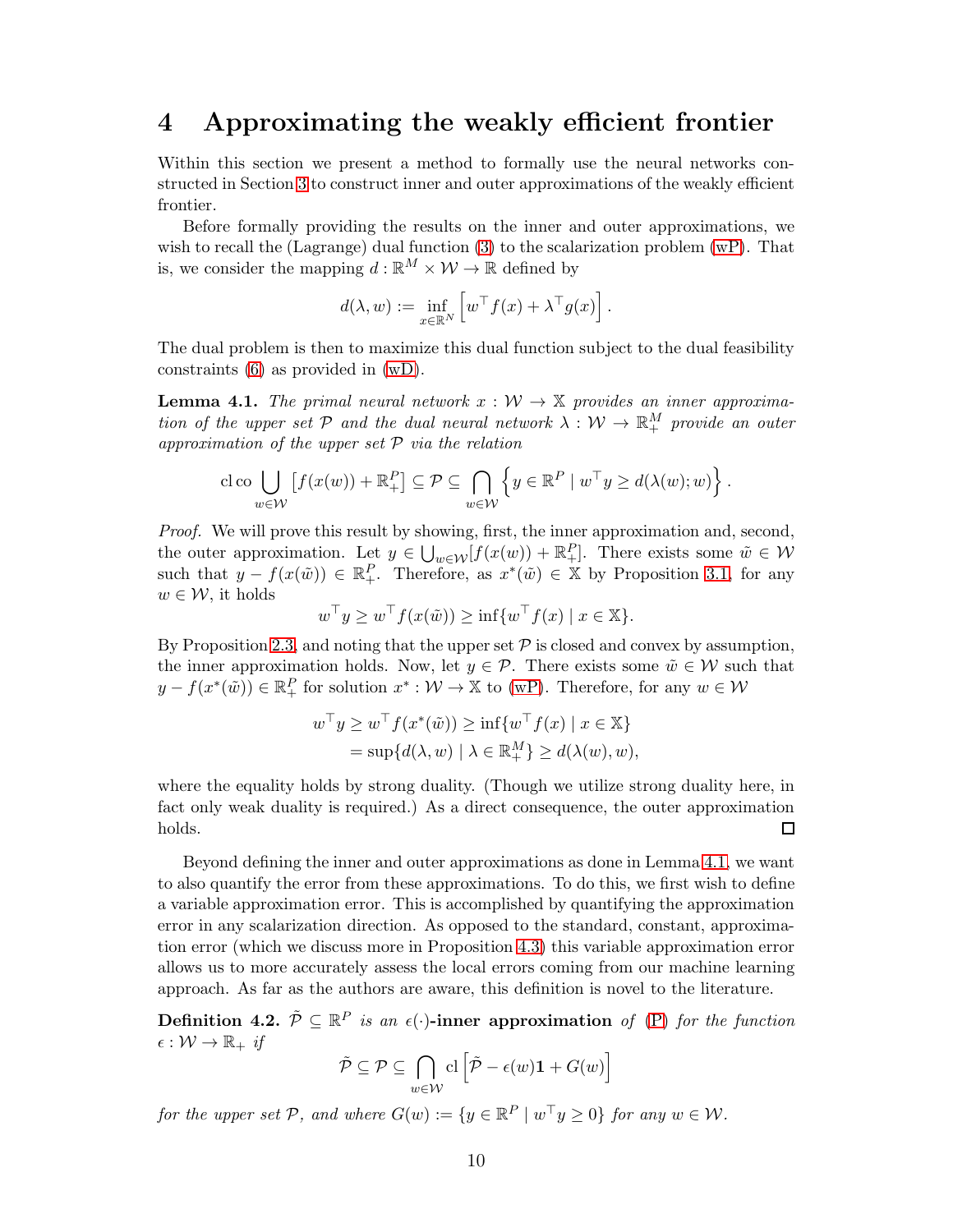# 4 Approximating the weakly efficient frontier

Within this section we present a method to formally use the neural networks constructed in Section 3 to construct inner and outer approximations of the weakly efficient frontier.

Before formally providing the results on the inner and outer approximations, we wish to recall the (Lagrange) dual function (3) to the scalarization problem (wP). That is, we consider the mapping $d : \mathbb{R}^M \times \mathcal{W} \to \mathbb{R}$ defined by

$$d(\lambda, w) := \inf_{x \in \mathbb{R}^N} \left[ w^\top f(x) + \lambda^\top g(x) \right].$$

The dual problem is then to maximize this dual function subject to the dual feasibility constraints (6) as provided in (wD).

**Lemma 4.1.** *The primal neural network $x : \mathcal{W} \to \mathbb{X}$ provides an inner approximation of the upper set $\mathcal{P}$ and the dual neural network $\lambda : \mathcal{W} \to \mathbb{R}^M_+$ provide an outer approximation of the upper set $\mathcal{P}$ via the relation*

$$\operatorname{cl} \operatorname{co} \bigcup_{w \in \mathcal{W}} \left[ f(x(w)) + \mathbb{R}^P_+ \right] \subseteq \mathcal{P} \subseteq \bigcap_{w \in \mathcal{W}} \left\{ y \in \mathbb{R}^P \mid w^\top y \geq d(\lambda(w); w) \right\}.$$

*Proof.* We will prove this result by showing, first, the inner approximation and, second, the outer approximation. Let $y \in \bigcup_{w \in \mathcal{W}} [f(x(w)) + \mathbb{R}^P_+]$. There exists some $\tilde{w} \in \mathcal{W}$ such that $y - f(x(\tilde{w})) \in \mathbb{R}^P_+$. Therefore, as $x^*(\tilde{w}) \in \mathbb{X}$ by Proposition 3.1, for any $w \in \mathcal{W}$, it holds

$$w^\top y \geq w^\top f(x(\tilde{w})) \geq \inf\{w^\top f(x) \mid x \in \mathbb{X}\}.$$

By Proposition 2.3, and noting that the upper set $\mathcal{P}$ is closed and convex by assumption, the inner approximation holds. Now, let $y \in \mathcal{P}$. There exists some $\tilde{w} \in \mathcal{W}$ such that $y - f(x^*(\tilde{w})) \in \mathbb{R}^P_+$ for solution $x^* : \mathcal{W} \to \mathbb{X}$ to (wP). Therefore, for any $w \in \mathcal{W}$

$$\begin{aligned} w^\top y \geq w^\top f(x^*(\tilde{w})) &\geq \inf\{w^\top f(x) \mid x \in \mathbb{X}\} \\ &= \sup\{d(\lambda, w) \mid \lambda \in \mathbb{R}^M_+\} \geq d(\lambda(w), w), \end{aligned}$$

where the equality holds by strong duality. (Though we utilize strong duality here, in fact only weak duality is required.) As a direct consequence, the outer approximation holds. $\square$

Beyond defining the inner and outer approximations as done in Lemma 4.1, we want to also quantify the error from these approximations. To do this, we first wish to define a variable approximation error. This is accomplished by quantifying the approximation error in any scalarization direction. As opposed to the standard, constant, approximation error (which we discuss more in Proposition 4.3) this variable approximation error allows us to more accurately assess the local errors coming from our machine learning approach. As far as the authors are aware, this definition is novel to the literature.

**Definition 4.2.** *$\tilde{\mathcal{P}} \subseteq \mathbb{R}^P$ is an* **$\epsilon(\cdot)$-inner approximation** *of (P) for the function $\epsilon : \mathcal{W} \to \mathbb{R}_+$ if*

$$\tilde{\mathcal{P}} \subseteq \mathcal{P} \subseteq \bigcap_{w \in \mathcal{W}} \operatorname{cl} \left[ \tilde{\mathcal{P}} - \epsilon(w)\mathbf{1} + G(w) \right]$$

*for the upper set $\mathcal{P}$, and where $G(w) := \{y \in \mathbb{R}^P \mid w^\top y \geq 0\}$ for any $w \in \mathcal{W}$.*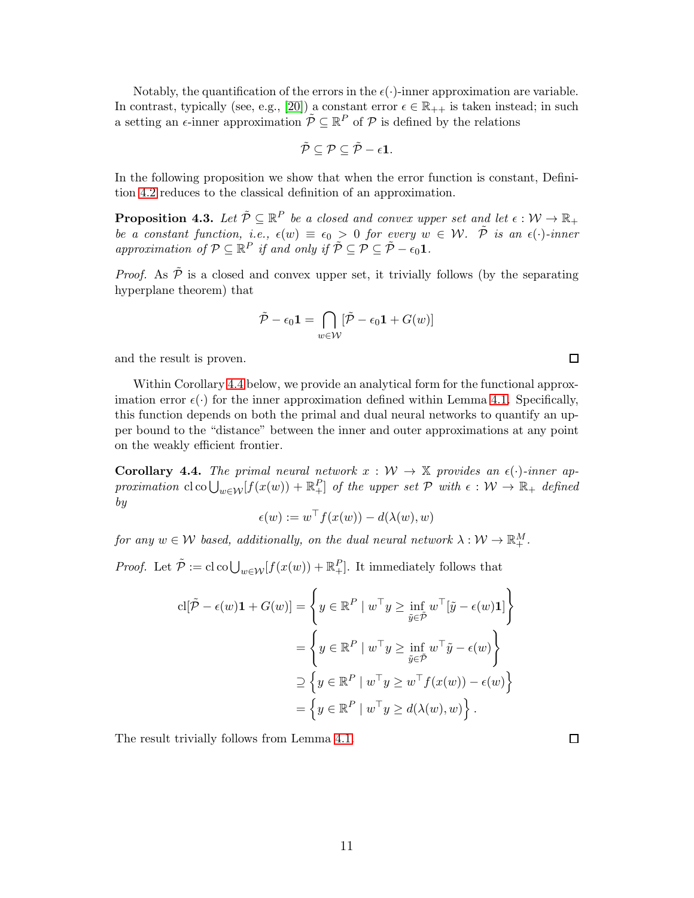Notably, the quantification of the errors in the $\epsilon(\cdot)$-inner approximation are variable. In contrast, typically (see, e.g., [20]) a constant error $\epsilon \in \mathbb{R}_{++}$ is taken instead; in such a setting an $\epsilon$-inner approximation $\tilde{\mathcal{P}} \subseteq \mathbb{R}^P$ of $\mathcal{P}$ is defined by the relations

$$\tilde{\mathcal{P}} \subseteq \mathcal{P} \subseteq \tilde{\mathcal{P}} - \epsilon \mathbf{1}.$$

In the following proposition we show that when the error function is constant, Definition 4.2 reduces to the classical definition of an approximation.

**Proposition 4.3.** *Let $\tilde{\mathcal{P}} \subseteq \mathbb{R}^P$ be a closed and convex upper set and let $\epsilon : \mathcal{W} \to \mathbb{R}_+$ be a constant function, i.e., $\epsilon(w) \equiv \epsilon_0 > 0$ for every $w \in \mathcal{W}$. $\tilde{\mathcal{P}}$ is an $\epsilon(\cdot)$-inner approximation of $\mathcal{P} \subseteq \mathbb{R}^P$ if and only if $\tilde{\mathcal{P}} \subseteq \mathcal{P} \subseteq \tilde{\mathcal{P}} - \epsilon_0 \mathbf{1}$.*

*Proof.* As $\tilde{\mathcal{P}}$ is a closed and convex upper set, it trivially follows (by the separating hyperplane theorem) that

$$\tilde{\mathcal{P}} - \epsilon_0 \mathbf{1} = \bigcap_{w \in \mathcal{W}} [\tilde{\mathcal{P}} - \epsilon_0 \mathbf{1} + G(w)]$$

and the result is proven. $\square$

Within Corollary 4.4 below, we provide an analytical form for the functional approximation error $\epsilon(\cdot)$ for the inner approximation defined within Lemma 4.1. Specifically, this function depends on both the primal and dual neural networks to quantify an upper bound to the "distance" between the inner and outer approximations at any point on the weakly efficient frontier.

**Corollary 4.4.** *The primal neural network $x : \mathcal{W} \to \mathbb{X}$ provides an $\epsilon(\cdot)$-inner approximation $\operatorname{cl}\operatorname{co}\bigcup_{w \in \mathcal{W}}[f(x(w)) + \mathbb{R}^P_+]$ of the upper set $\mathcal{P}$ with $\epsilon : \mathcal{W} \to \mathbb{R}_+$ defined by*

$$\epsilon(w) := w^\top f(x(w)) - d(\lambda(w), w)$$

*for any $w \in \mathcal{W}$ based, additionally, on the dual neural network $\lambda : \mathcal{W} \to \mathbb{R}^M_+$.*

*Proof.* Let $\tilde{\mathcal{P}} := \operatorname{cl}\operatorname{co}\bigcup_{w \in \mathcal{W}}[f(x(w)) + \mathbb{R}^P_+]$. It immediately follows that

$$\begin{aligned}
\operatorname{cl}[\tilde{\mathcal{P}} - \epsilon(w)\mathbf{1} + G(w)] &= \left\{ y \in \mathbb{R}^P \mid w^\top y \geq \inf_{\tilde{y} \in \tilde{\mathcal{P}}} w^\top [\tilde{y} - \epsilon(w)\mathbf{1}] \right\} \\
&= \left\{ y \in \mathbb{R}^P \mid w^\top y \geq \inf_{\tilde{y} \in \tilde{\mathcal{P}}} w^\top \tilde{y} - \epsilon(w) \right\} \\
&\supseteq \left\{ y \in \mathbb{R}^P \mid w^\top y \geq w^\top f(x(w)) - \epsilon(w) \right\} \\
&= \left\{ y \in \mathbb{R}^P \mid w^\top y \geq d(\lambda(w), w) \right\}.
\end{aligned}$$

The result trivially follows from Lemma 4.1. $\square$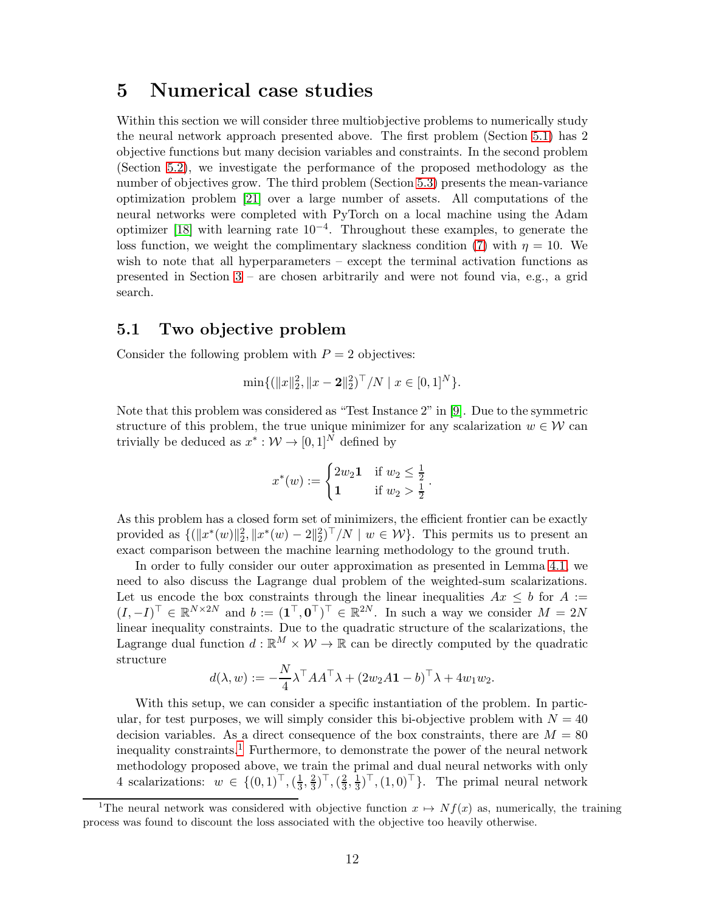# 5 Numerical case studies

Within this section we will consider three multiobjective problems to numerically study the neural network approach presented above. The first problem (Section 5.1) has 2 objective functions but many decision variables and constraints. In the second problem (Section 5.2), we investigate the performance of the proposed methodology as the number of objectives grow. The third problem (Section 5.3) presents the mean-variance optimization problem [21] over a large number of assets. All computations of the neural networks were completed with PyTorch on a local machine using the Adam optimizer [18] with learning rate $10^{-4}$. Throughout these examples, to generate the loss function, we weight the complimentary slackness condition (7) with $\eta = 10$. We wish to note that all hyperparameters – except the terminal activation functions as presented in Section 3 – are chosen arbitrarily and were not found via, e.g., a grid search.

## 5.1 Two objective problem

Consider the following problem with $P = 2$ objectives:

$$\min\{(\|x\|_2^2, \|x - \mathbf{2}\|_2^2)^\top / N \mid x \in [0,1]^N\}.$$

Note that this problem was considered as "Test Instance 2" in [9]. Due to the symmetric structure of this problem, the true unique minimizer for any scalarization $w \in \mathcal{W}$ can trivially be deduced as $x^* : \mathcal{W} \to [0,1]^N$ defined by

$$x^*(w) := \begin{cases} 2w_2\mathbf{1} & \text{if } w_2 \leq \frac{1}{2} \\ \mathbf{1} & \text{if } w_2 > \frac{1}{2} \end{cases}.$$

As this problem has a closed form set of minimizers, the efficient frontier can be exactly provided as $\{(\|x^*(w)\|_2^2, \|x^*(w) - 2\|_2^2)^\top / N \mid w \in \mathcal{W}\}$. This permits us to present an exact comparison between the machine learning methodology to the ground truth.

In order to fully consider our outer approximation as presented in Lemma 4.1, we need to also discuss the Lagrange dual problem of the weighted-sum scalarizations. Let us encode the box constraints through the linear inequalities $Ax \leq b$ for $A := (I, -I)^\top \in \mathbb{R}^{N \times 2N}$ and $b := (\mathbf{1}^\top, \mathbf{0}^\top)^\top \in \mathbb{R}^{2N}$. In such a way we consider $M = 2N$ linear inequality constraints. Due to the quadratic structure of the scalarizations, the Lagrange dual function $d : \mathbb{R}^M \times \mathcal{W} \to \mathbb{R}$ can be directly computed by the quadratic structure

$$d(\lambda, w) := -\frac{N}{4}\lambda^\top A A^\top \lambda + (2w_2 A\mathbf{1} - b)^\top \lambda + 4w_1 w_2.$$

With this setup, we can consider a specific instantiation of the problem. In particular, for test purposes, we will simply consider this bi-objective problem with $N = 40$ decision variables. As a direct consequence of the box constraints, there are $M = 80$ inequality constraints.[1] Furthermore, to demonstrate the power of the neural network methodology proposed above, we train the primal and dual neural networks with only 4 scalarizations: $w \in \{(0,1)^\top, (\frac{1}{3}, \frac{2}{3})^\top, (\frac{2}{3}, \frac{1}{3})^\top, (1,0)^\top\}$. The primal neural network

[1] The neural network was considered with objective function $x \mapsto Nf(x)$ as, numerically, the training process was found to discount the loss associated with the objective too heavily otherwise.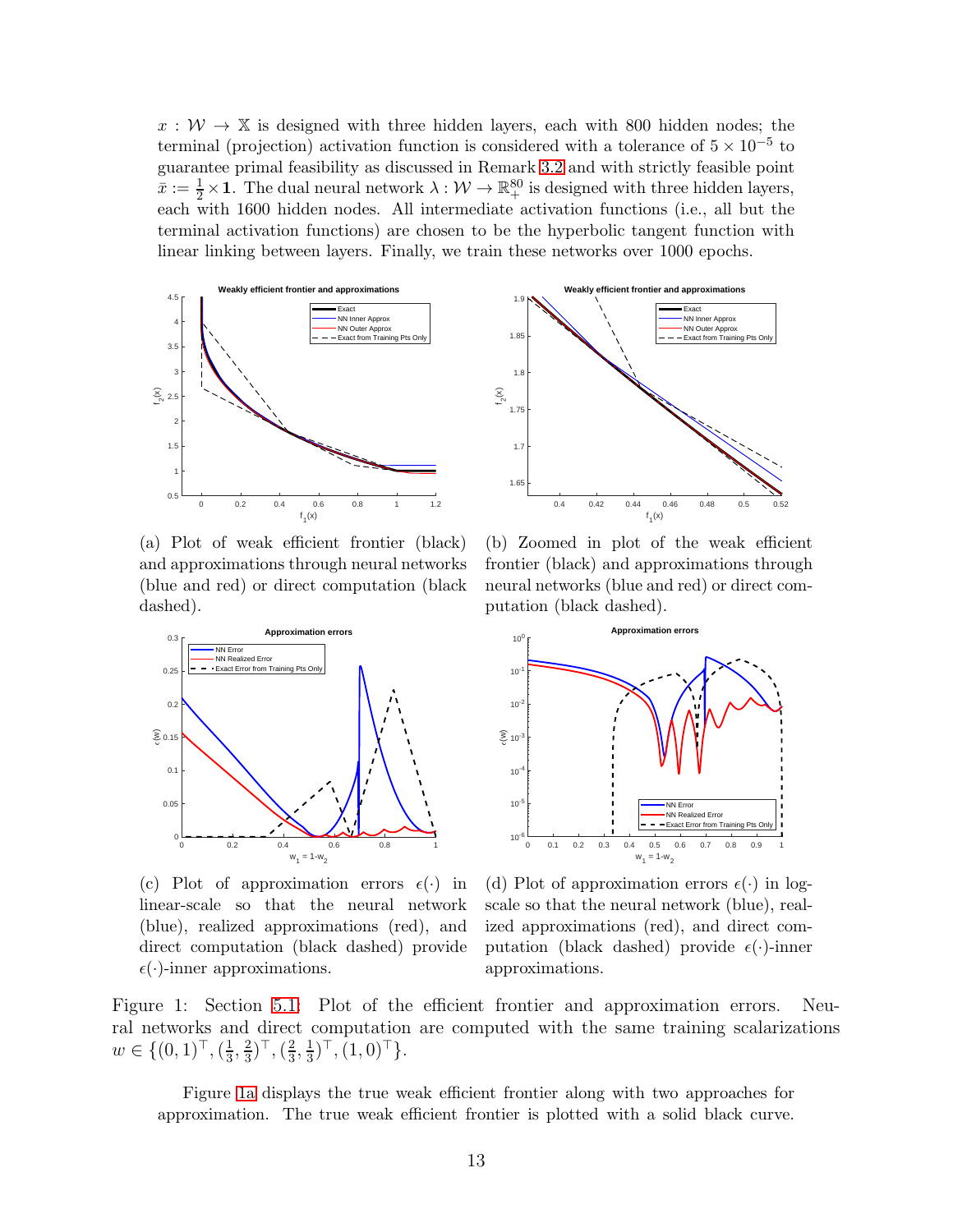$x : \mathcal{W} \to \mathbb{X}$ is designed with three hidden layers, each with 800 hidden nodes; the terminal (projection) activation function is considered with a tolerance of $5 \times 10^{-5}$ to guarantee primal feasibility as discussed in Remark 3.2 and with strictly feasible point $\bar{x} := \frac{1}{2} \times \mathbf{1}$. The dual neural network $\lambda : \mathcal{W} \to \mathbb{R}^{80}_{+}$ is designed with three hidden layers, each with 1600 hidden nodes. All intermediate activation functions (i.e., all but the terminal activation functions) are chosen to be the hyperbolic tangent function with linear linking between layers. Finally, we train these networks over 1000 epochs.

(a) Plot of weak efficient frontier (black) and approximations through neural networks (blue and red) or direct computation (black dashed).

(b) Zoomed in plot of the weak efficient frontier (black) and approximations through neural networks (blue and red) or direct computation (black dashed).

(c) Plot of approximation errors $\epsilon(\cdot)$ in linear-scale so that the neural network (blue), realized approximations (red), and direct computation (black dashed) provide $\epsilon(\cdot)$-inner approximations.

(d) Plot of approximation errors $\epsilon(\cdot)$ in log-scale so that the neural network (blue), realized approximations (red), and direct computation (black dashed) provide $\epsilon(\cdot)$-inner approximations.

Figure 1: Section 5.1: Plot of the efficient frontier and approximation errors. Neural networks and direct computation are computed with the same training scalarizations $w \in \{(0,1)^\top, (\frac{1}{3}, \frac{2}{3})^\top, (\frac{2}{3}, \frac{1}{3})^\top, (1,0)^\top\}$.

Figure 1a displays the true weak efficient frontier along with two approaches for approximation. The true weak efficient frontier is plotted with a solid black curve.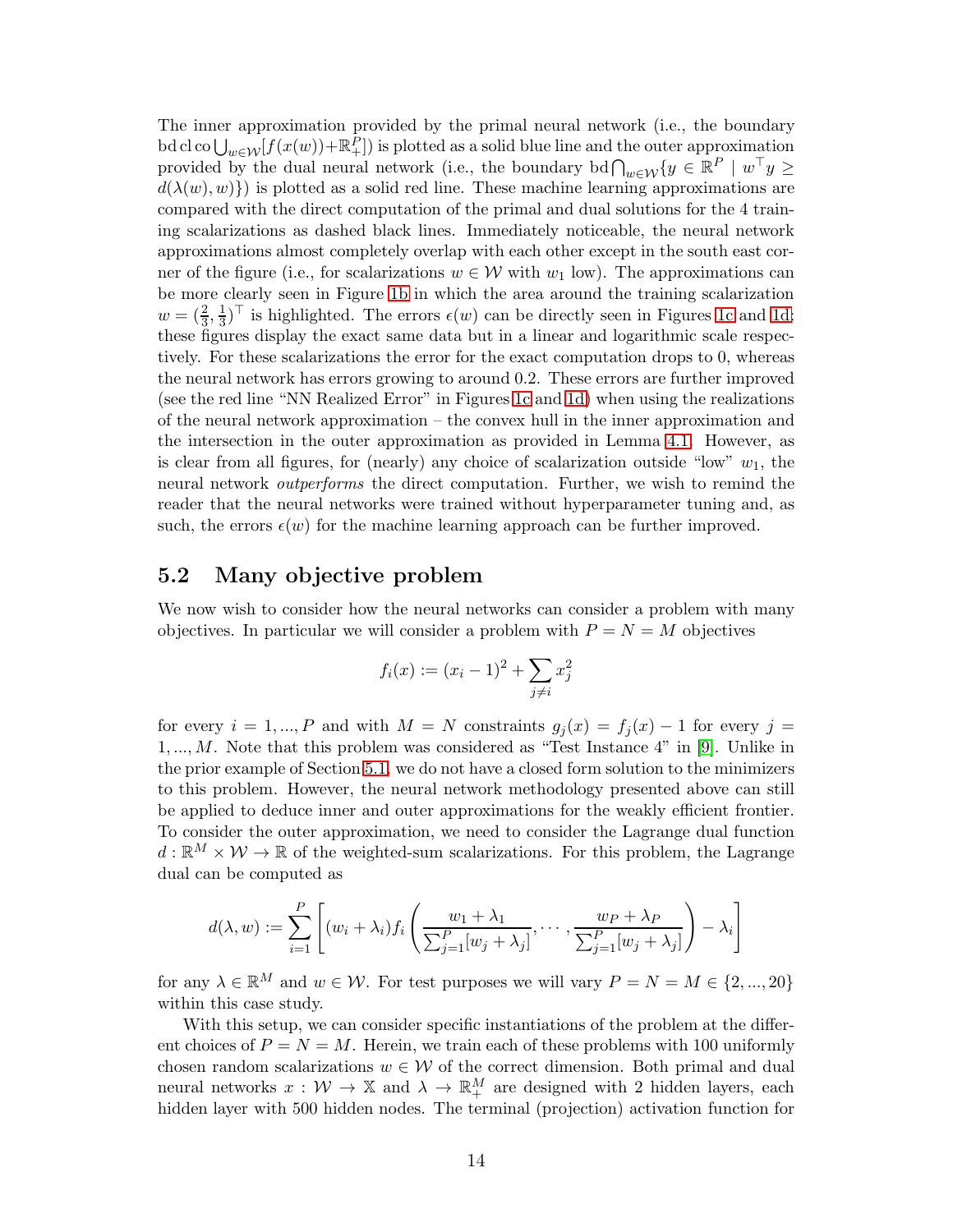The inner approximation provided by the primal neural network (i.e., the boundary $\operatorname{bd}\operatorname{cl}\operatorname{co}\bigcup_{w\in\mathcal{W}}[f(x(w))+\mathbb{R}^P_+]$) is plotted as a solid blue line and the outer approximation provided by the dual neural network (i.e., the boundary $\operatorname{bd}\bigcap_{w\in\mathcal{W}}\{y\in\mathbb{R}^P \mid w^\top y \geq d(\lambda(w),w)\}$) is plotted as a solid red line. These machine learning approximations are compared with the direct computation of the primal and dual solutions for the 4 training scalarizations as dashed black lines. Immediately noticeable, the neural network approximations almost completely overlap with each other except in the south east corner of the figure (i.e., for scalarizations $w\in\mathcal{W}$ with $w_1$ low). The approximations can be more clearly seen in Figure 1b in which the area around the training scalarization $w=(\frac{2}{3},\frac{1}{3})^\top$ is highlighted. The errors $\epsilon(w)$ can be directly seen in Figures 1c and 1d; these figures display the exact same data but in a linear and logarithmic scale respectively. For these scalarizations the error for the exact computation drops to 0, whereas the neural network has errors growing to around 0.2. These errors are further improved (see the red line "NN Realized Error" in Figures 1c and 1d) when using the realizations of the neural network approximation – the convex hull in the inner approximation and the intersection in the outer approximation as provided in Lemma 4.1. However, as is clear from all figures, for (nearly) any choice of scalarization outside "low" $w_1$, the neural network *outperforms* the direct computation. Further, we wish to remind the reader that the neural networks were trained without hyperparameter tuning and, as such, the errors $\epsilon(w)$ for the machine learning approach can be further improved.

## 5.2 Many objective problem

We now wish to consider how the neural networks can consider a problem with many objectives. In particular we will consider a problem with $P=N=M$ objectives

$$f_i(x) := (x_i-1)^2+\sum_{j\neq i}x_j^2$$

for every $i=1,...,P$ and with $M=N$ constraints $g_j(x)=f_j(x)-1$ for every $j=1,...,M$. Note that this problem was considered as "Test Instance 4" in [9]. Unlike in the prior example of Section 5.1, we do not have a closed form solution to the minimizers to this problem. However, the neural network methodology presented above can still be applied to deduce inner and outer approximations for the weakly efficient frontier. To consider the outer approximation, we need to consider the Lagrange dual function $d:\mathbb{R}^M\times\mathcal{W}\to\mathbb{R}$ of the weighted-sum scalarizations. For this problem, the Lagrange dual can be computed as

$$d(\lambda,w) := \sum_{i=1}^P\left[(w_i+\lambda_i)f_i\left(\frac{w_1+\lambda_1}{\sum_{j=1}^P[w_j+\lambda_j]},\cdots,\frac{w_P+\lambda_P}{\sum_{j=1}^P[w_j+\lambda_j]}\right)-\lambda_i\right]$$

for any $\lambda\in\mathbb{R}^M$ and $w\in\mathcal{W}$. For test purposes we will vary $P=N=M\in\{2,...,20\}$ within this case study.

With this setup, we can consider specific instantiations of the problem at the different choices of $P=N=M$. Herein, we train each of these problems with 100 uniformly chosen random scalarizations $w\in\mathcal{W}$ of the correct dimension. Both primal and dual neural networks $x:\mathcal{W}\to\mathbb{X}$ and $\lambda\to\mathbb{R}^M_+$ are designed with 2 hidden layers, each hidden layer with 500 hidden nodes. The terminal (projection) activation function for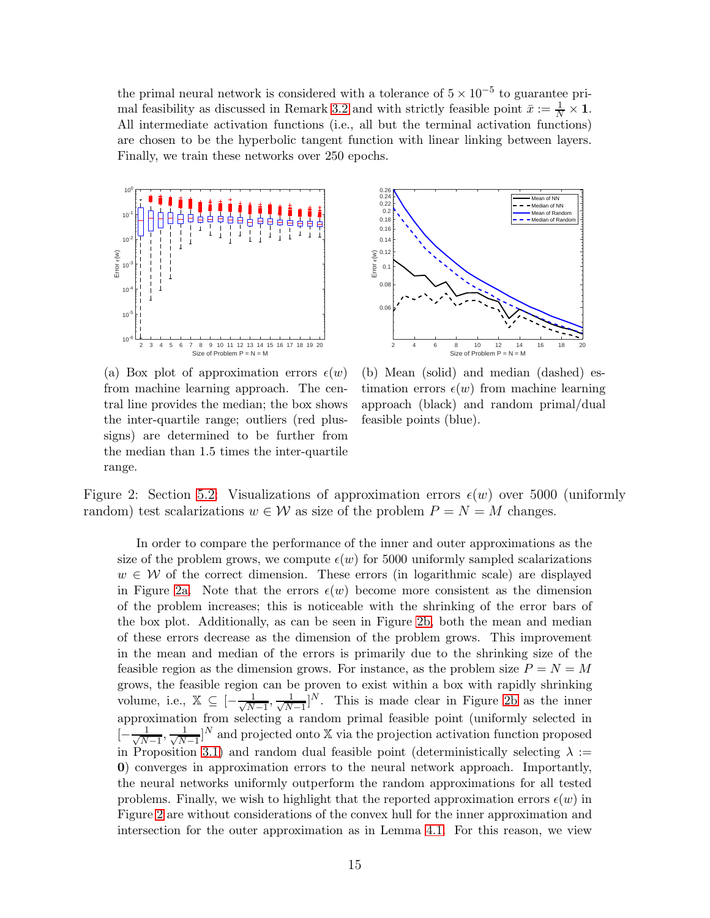the primal neural network is considered with a tolerance of $5 \times 10^{-5}$ to guarantee primal feasibility as discussed in Remark 3.2 and with strictly feasible point $\bar{x} := \frac{1}{N} \times \mathbf{1}$. All intermediate activation functions (i.e., all but the terminal activation functions) are chosen to be the hyperbolic tangent function with linear linking between layers. Finally, we train these networks over 250 epochs.

(a) Box plot of approximation errors $\epsilon(w)$ from machine learning approach. The central line provides the median; the box shows the inter-quartile range; outliers (red plus-signs) are determined to be further from the median than 1.5 times the inter-quartile range.

(b) Mean (solid) and median (dashed) estimation errors $\epsilon(w)$ from machine learning approach (black) and random primal/dual feasible points (blue).

Figure 2: Section 5.2: Visualizations of approximation errors $\epsilon(w)$ over 5000 (uniformly random) test scalarizations $w \in \mathcal{W}$ as size of the problem $P = N = M$ changes.

In order to compare the performance of the inner and outer approximations as the size of the problem grows, we compute $\epsilon(w)$ for 5000 uniformly sampled scalarizations $w \in \mathcal{W}$ of the correct dimension. These errors (in logarithmic scale) are displayed in Figure 2a. Note that the errors $\epsilon(w)$ become more consistent as the dimension of the problem increases; this is noticeable with the shrinking of the error bars of the box plot. Additionally, as can be seen in Figure 2b, both the mean and median of these errors decrease as the dimension of the problem grows. This improvement in the mean and median of the errors is primarily due to the shrinking size of the feasible region as the dimension grows. For instance, as the problem size $P = N = M$ grows, the feasible region can be proven to exist within a box with rapidly shrinking volume, i.e., $\mathbb{X} \subseteq [-\frac{1}{\sqrt{N-1}}, \frac{1}{\sqrt{N-1}}]^N$. This is made clear in Figure 2b as the inner approximation from selecting a random primal feasible point (uniformly selected in $[-\frac{1}{\sqrt{N-1}}, \frac{1}{\sqrt{N-1}}]^N$ and projected onto $\mathbb{X}$ via the projection activation function proposed in Proposition 3.1) and random dual feasible point (deterministically selecting $\lambda := \mathbf{0}$) converges in approximation errors to the neural network approach. Importantly, the neural networks uniformly outperform the random approximations for all tested problems. Finally, we wish to highlight that the reported approximation errors $\epsilon(w)$ in Figure 2 are without considerations of the convex hull for the inner approximation and intersection for the outer approximation as in Lemma 4.1. For this reason, we view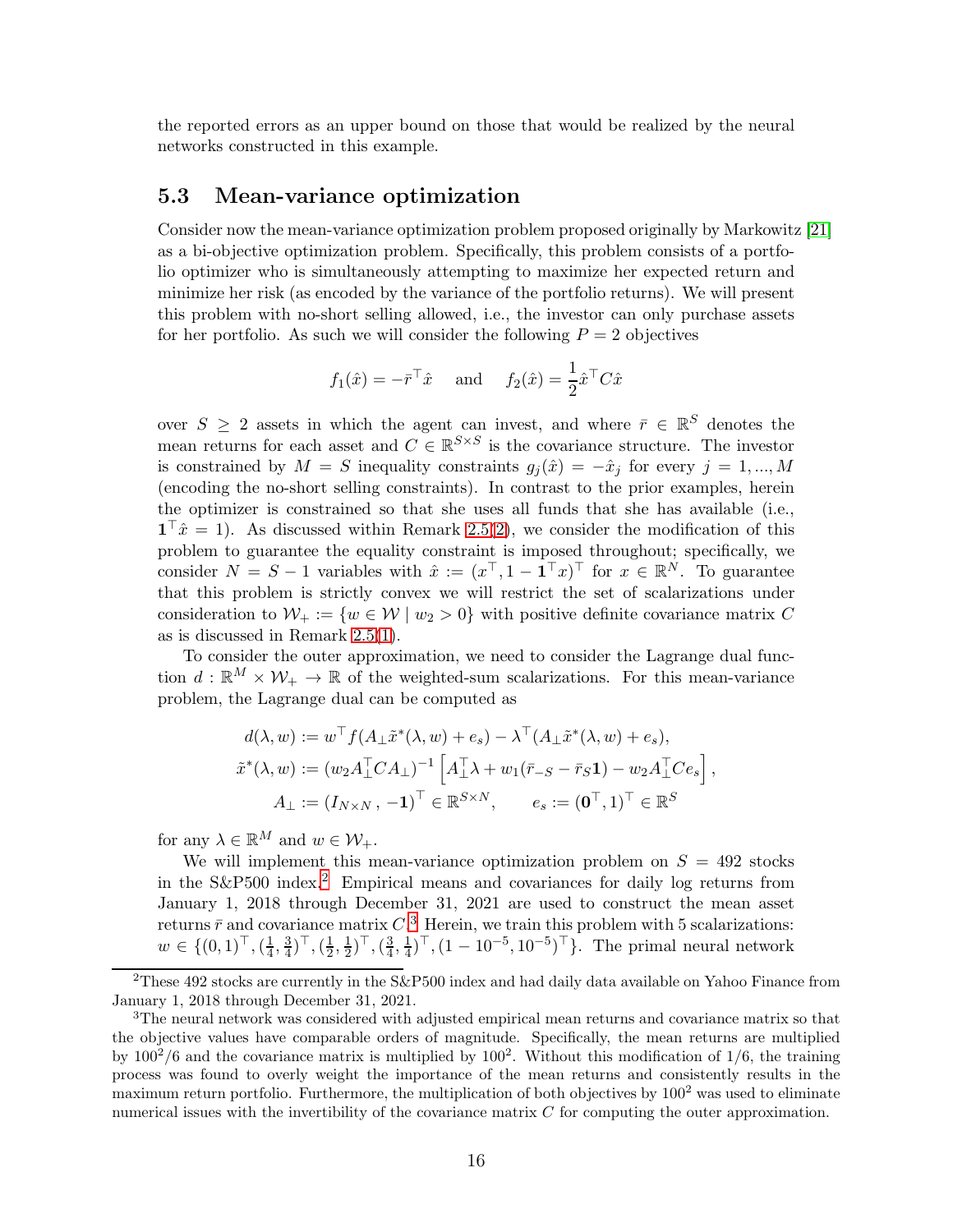the reported errors as an upper bound on those that would be realized by the neural networks constructed in this example.

### 5.3 Mean-variance optimization

Consider now the mean-variance optimization problem proposed originally by Markowitz [21] as a bi-objective optimization problem. Specifically, this problem consists of a portfolio optimizer who is simultaneously attempting to maximize her expected return and minimize her risk (as encoded by the variance of the portfolio returns). We will present this problem with no-short selling allowed, i.e., the investor can only purchase assets for her portfolio. As such we will consider the following $P = 2$ objectives

$$f_1(\hat{x}) = -\bar{r}^\top \hat{x} \quad \text{and} \quad f_2(\hat{x}) = \frac{1}{2}\hat{x}^\top C \hat{x}$$

over $S \geq 2$ assets in which the agent can invest, and where $\bar{r} \in \mathbb{R}^S$ denotes the mean returns for each asset and $C \in \mathbb{R}^{S\times S}$ is the covariance structure. The investor is constrained by $M = S$ inequality constraints $g_j(\hat{x}) = -\hat{x}_j$ for every $j = 1, ..., M$ (encoding the no-short selling constraints). In contrast to the prior examples, herein the optimizer is constrained so that she uses all funds that she has available (i.e., $\mathbf{1}^\top \hat{x} = 1$). As discussed within Remark 2.5(2), we consider the modification of this problem to guarantee the equality constraint is imposed throughout; specifically, we consider $N = S - 1$ variables with $\hat{x} := (x^\top, 1 - \mathbf{1}^\top x)^\top$ for $x \in \mathbb{R}^N$. To guarantee that this problem is strictly convex we will restrict the set of scalarizations under consideration to $\mathcal{W}_+ := \{w \in \mathcal{W} \mid w_2 > 0\}$ with positive definite covariance matrix $C$ as is discussed in Remark 2.5(1).

To consider the outer approximation, we need to consider the Lagrange dual function $d : \mathbb{R}^M \times \mathcal{W}_+ \to \mathbb{R}$ of the weighted-sum scalarizations. For this mean-variance problem, the Lagrange dual can be computed as

$$\begin{aligned}
d(\lambda, w) &:= w^\top f(A_\perp \tilde{x}^*(\lambda, w) + e_s) - \lambda^\top (A_\perp \tilde{x}^*(\lambda, w) + e_s), \\
\tilde{x}^*(\lambda, w) &:= (w_2 A_\perp^\top C A_\perp)^{-1} \left[A_\perp^\top \lambda + w_1(\bar{r}_{-S} - \bar{r}_S \mathbf{1}) - w_2 A_\perp^\top C e_s\right], \\
A_\perp &:= (I_{N\times N}\,,\, -\mathbf{1})^\top \in \mathbb{R}^{S\times N}, \qquad e_s := (\mathbf{0}^\top, 1)^\top \in \mathbb{R}^S
\end{aligned}$$

for any $\lambda \in \mathbb{R}^M$ and $w \in \mathcal{W}_+$.

We will implement this mean-variance optimization problem on $S = 492$ stocks in the S&P500 index.[2] Empirical means and covariances for daily log returns from January 1, 2018 through December 31, 2021 are used to construct the mean asset returns $\bar{r}$ and covariance matrix $C$.[3] Herein, we train this problem with 5 scalarizations: $w \in \{(0,1)^\top, (\frac{1}{4}, \frac{3}{4})^\top, (\frac{1}{2}, \frac{1}{2})^\top, (\frac{3}{4}, \frac{1}{4})^\top, (1 - 10^{-5}, 10^{-5})^\top\}$. The primal neural network

---

[2] These 492 stocks are currently in the S&P500 index and had daily data available on Yahoo Finance from January 1, 2018 through December 31, 2021.

[3] The neural network was considered with adjusted empirical mean returns and covariance matrix so that the objective values have comparable orders of magnitude. Specifically, the mean returns are multiplied by $100^2/6$ and the covariance matrix is multiplied by $100^2$. Without this modification of $1/6$, the training process was found to overly weight the importance of the mean returns and consistently results in the maximum return portfolio. Furthermore, the multiplication of both objectives by $100^2$ was used to eliminate numerical issues with the invertibility of the covariance matrix $C$ for computing the outer approximation.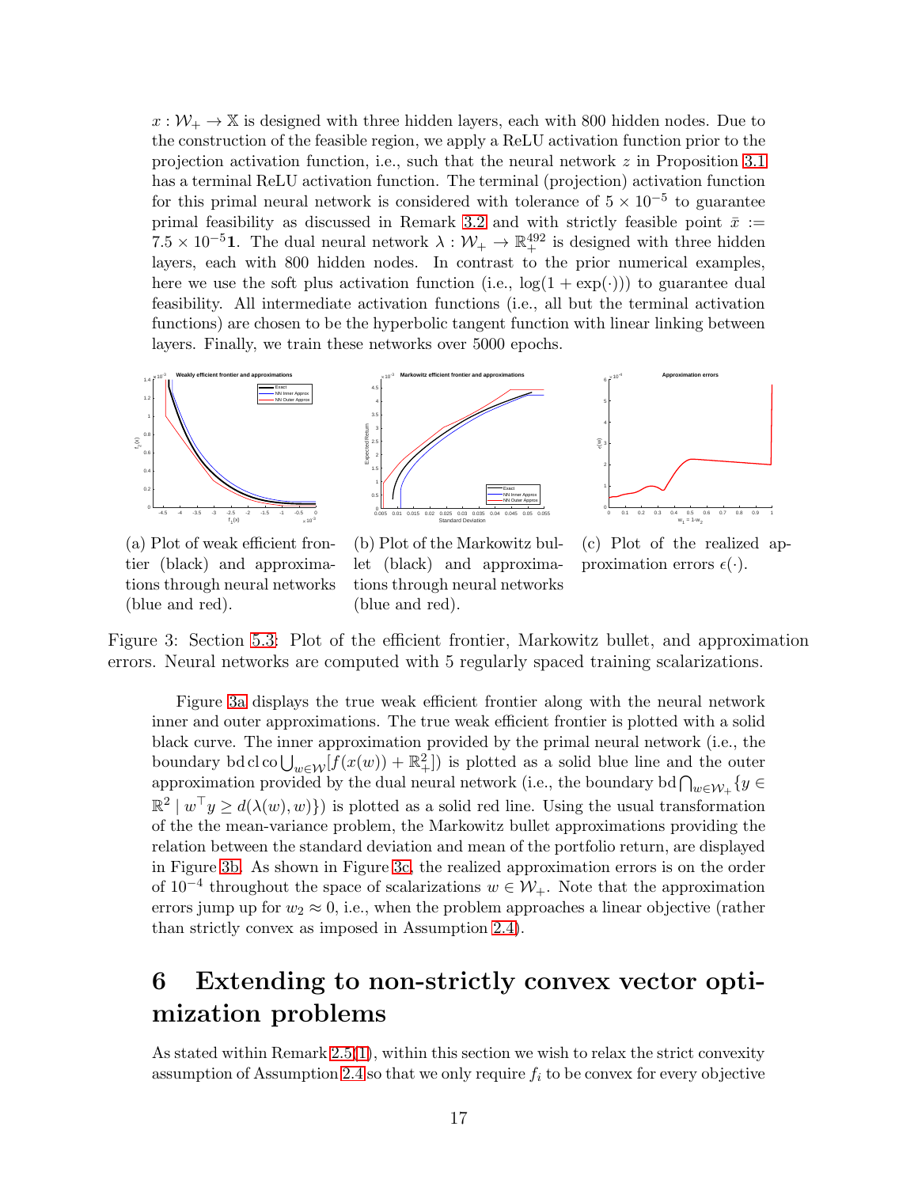$x : \mathcal{W}_+ \to \mathbb{X}$ is designed with three hidden layers, each with 800 hidden nodes. Due to the construction of the feasible region, we apply a ReLU activation function prior to the projection activation function, i.e., such that the neural network $z$ in Proposition 3.1 has a terminal ReLU activation function. The terminal (projection) activation function for this primal neural network is considered with tolerance of $5 \times 10^{-5}$ to guarantee primal feasibility as discussed in Remark 3.2 and with strictly feasible point $\bar{x} := 7.5 \times 10^{-5}\mathbf{1}$. The dual neural network $\lambda : \mathcal{W}_+ \to \mathbb{R}^{492}_+$ is designed with three hidden layers, each with 800 hidden nodes. In contrast to the prior numerical examples, here we use the soft plus activation function (i.e., $\log(1 + \exp(\cdot))$) to guarantee dual feasibility. All intermediate activation functions (i.e., all but the terminal activation functions) are chosen to be the hyperbolic tangent function with linear linking between layers. Finally, we train these networks over 5000 epochs.

(a) Plot of weak efficient frontier (black) and approximations through neural networks (blue and red).

(b) Plot of the Markowitz bullet (black) and approximations through neural networks (blue and red).

(c) Plot of the realized approximation errors $\epsilon(\cdot)$.

Figure 3: Section 5.3: Plot of the efficient frontier, Markowitz bullet, and approximation errors. Neural networks are computed with 5 regularly spaced training scalarizations.

Figure 3a displays the true weak efficient frontier along with the neural network inner and outer approximations. The true weak efficient frontier is plotted with a solid black curve. The inner approximation provided by the primal neural network (i.e., the boundary $\operatorname{bd}\operatorname{cl}\operatorname{co}\bigcup_{w\in\mathcal{W}}[f(x(w)) + \mathbb{R}^2_+]$) is plotted as a solid blue line and the outer approximation provided by the dual neural network (i.e., the boundary $\operatorname{bd}\bigcap_{w\in\mathcal{W}_+}\{y \in \mathbb{R}^2 \mid w^\top y \geq d(\lambda(w), w)\}$) is plotted as a solid red line. Using the usual transformation of the the mean-variance problem, the Markowitz bullet approximations providing the relation between the standard deviation and mean of the portfolio return, are displayed in Figure 3b. As shown in Figure 3c, the realized approximation errors is on the order of $10^{-4}$ throughout the space of scalarizations $w \in \mathcal{W}_+$. Note that the approximation errors jump up for $w_2 \approx 0$, i.e., when the problem approaches a linear objective (rather than strictly convex as imposed in Assumption 2.4).

# 6 Extending to non-strictly convex vector optimization problems

As stated within Remark 2.5(1), within this section we wish to relax the strict convexity assumption of Assumption 2.4 so that we only require $f_i$ to be convex for every objective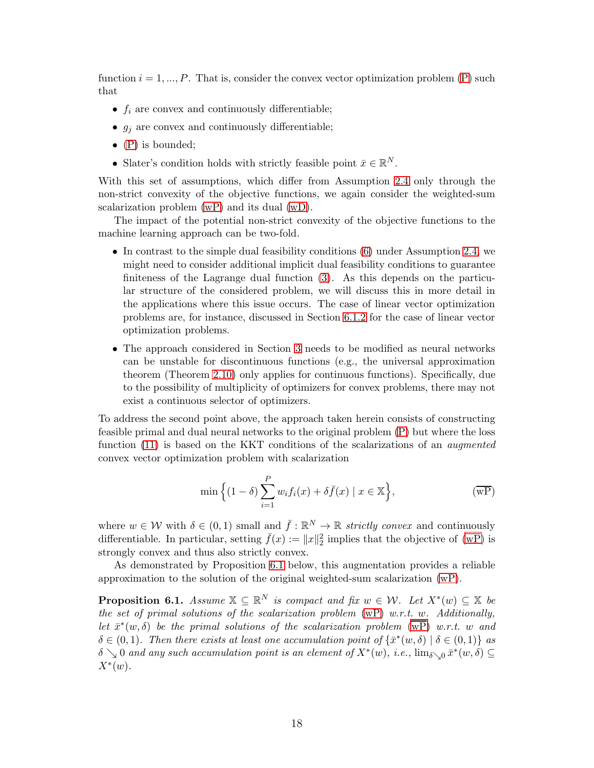function $i = 1, ..., P$. That is, consider the convex vector optimization problem (P) such that

- $f_i$ are convex and continuously differentiable;
- $g_j$ are convex and continuously differentiable;
- (P) is bounded;
- Slater's condition holds with strictly feasible point $\bar{x} \in \mathbb{R}^N$.

With this set of assumptions, which differ from Assumption 2.4 only through the non-strict convexity of the objective functions, we again consider the weighted-sum scalarization problem (wP) and its dual (wD).

The impact of the potential non-strict convexity of the objective functions to the machine learning approach can be two-fold.

- In contrast to the simple dual feasibility conditions (6) under Assumption 2.4, we might need to consider additional implicit dual feasibility conditions to guarantee finiteness of the Lagrange dual function (3). As this depends on the particular structure of the considered problem, we will discuss this in more detail in the applications where this issue occurs. The case of linear vector optimization problems are, for instance, discussed in Section 6.1.2 for the case of linear vector optimization problems.
- The approach considered in Section 3 needs to be modified as neural networks can be unstable for discontinuous functions (e.g., the universal approximation theorem (Theorem 2.10) only applies for continuous functions). Specifically, due to the possibility of multiplicity of optimizers for convex problems, there may not exist a continuous selector of optimizers.

To address the second point above, the approach taken herein consists of constructing feasible primal and dual neural networks to the original problem (P) but where the loss function (11) is based on the KKT conditions of the scalarizations of an *augmented* convex vector optimization problem with scalarization

$$\min\Big\{(1-\delta)\sum_{i=1}^{P} w_i f_i(x) + \delta \bar{f}(x) \mid x \in \mathbb{X}\Big\}, \qquad (\overline{\text{wP}})$$

where $w \in \mathcal{W}$ with $\delta \in (0,1)$ small and $\bar{f} : \mathbb{R}^N \to \mathbb{R}$ *strictly convex* and continuously differentiable. In particular, setting $\bar{f}(x) := \|x\|_2^2$ implies that the objective of ($\overline{\text{wP}}$) is strongly convex and thus also strictly convex.

As demonstrated by Proposition 6.1 below, this augmentation provides a reliable approximation to the solution of the original weighted-sum scalarization (wP).

**Proposition 6.1.** *Assume $\mathbb{X} \subseteq \mathbb{R}^N$ is compact and fix $w \in \mathcal{W}$. Let $X^*(w) \subseteq \mathbb{X}$ be the set of primal solutions of the scalarization problem (wP) w.r.t. $w$. Additionally, let $\bar{x}^*(w,\delta)$ be the primal solutions of the scalarization problem ($\overline{\text{wP}}$) w.r.t. $w$ and $\delta \in (0,1)$. Then there exists at least one accumulation point of $\{\bar{x}^*(w,\delta) \mid \delta \in (0,1)\}$ as $\delta \searrow 0$ and any such accumulation point is an element of $X^*(w)$, i.e., $\lim_{\delta \searrow 0} \bar{x}^*(w,\delta) \subseteq X^*(w)$.*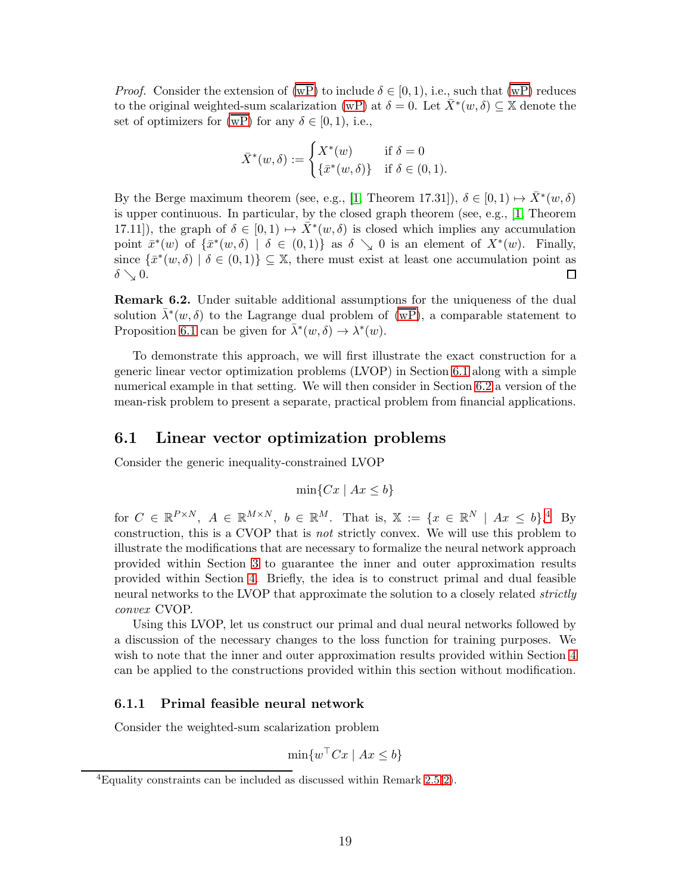*Proof.* Consider the extension of (wP) to include $\delta \in [0,1)$, i.e., such that (wP) reduces to the original weighted-sum scalarization (wP) at $\delta = 0$. Let $\bar{X}^*(w,\delta) \subseteq \mathbb{X}$ denote the set of optimizers for (wP) for any $\delta \in [0,1)$, i.e.,

$$\bar{X}^*(w,\delta) := \begin{cases} X^*(w) & \text{if } \delta = 0 \\ \{\bar{x}^*(w,\delta)\} & \text{if } \delta \in (0,1). \end{cases}$$

By the Berge maximum theorem (see, e.g., [1, Theorem 17.31]), $\delta \in [0,1) \mapsto \bar{X}^*(w,\delta)$ is upper continuous. In particular, by the closed graph theorem (see, e.g., [1, Theorem 17.11]), the graph of $\delta \in [0,1) \mapsto \bar{X}^*(w,\delta)$ is closed which implies any accumulation point $\bar{x}^*(w)$ of $\{\bar{x}^*(w,\delta) \mid \delta \in (0,1)\}$ as $\delta \searrow 0$ is an element of $X^*(w)$. Finally, since $\{\bar{x}^*(w,\delta) \mid \delta \in (0,1)\} \subseteq \mathbb{X}$, there must exist at least one accumulation point as $\delta \searrow 0$. □

**Remark 6.2.** Under suitable additional assumptions for the uniqueness of the dual solution $\bar{\lambda}^*(w,\delta)$ to the Lagrange dual problem of (wP), a comparable statement to Proposition 6.1 can be given for $\bar{\lambda}^*(w,\delta) \to \lambda^*(w)$.

To demonstrate this approach, we will first illustrate the exact construction for a generic linear vector optimization problems (LVOP) in Section 6.1 along with a simple numerical example in that setting. We will then consider in Section 6.2 a version of the mean-risk problem to present a separate, practical problem from financial applications.

## 6.1 Linear vector optimization problems

Consider the generic inequality-constrained LVOP

$$\min\{Cx \mid Ax \leq b\}$$

for $C \in \mathbb{R}^{P\times N}$, $A \in \mathbb{R}^{M\times N}$, $b \in \mathbb{R}^M$. That is, $\mathbb{X} := \{x \in \mathbb{R}^N \mid Ax \leq b\}$.[4] By construction, this is a CVOP that is *not* strictly convex. We will use this problem to illustrate the modifications that are necessary to formalize the neural network approach provided within Section 3 to guarantee the inner and outer approximation results provided within Section 4. Briefly, the idea is to construct primal and dual feasible neural networks to the LVOP that approximate the solution to a closely related *strictly convex* CVOP.

Using this LVOP, let us construct our primal and dual neural networks followed by a discussion of the necessary changes to the loss function for training purposes. We wish to note that the inner and outer approximation results provided within Section 4 can be applied to the constructions provided within this section without modification.

### 6.1.1 Primal feasible neural network

Consider the weighted-sum scalarization problem

$$\min\{w^\top Cx \mid Ax \leq b\}$$

[4] Equality constraints can be included as discussed within Remark 2.5(2).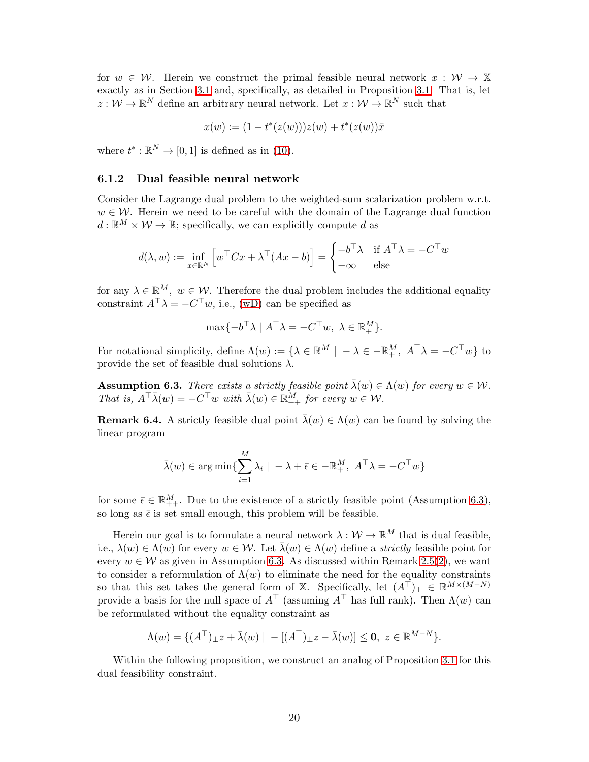for $w \in \mathcal{W}$. Herein we construct the primal feasible neural network $x : \mathcal{W} \to \mathbb{X}$ exactly as in Section 3.1 and, specifically, as detailed in Proposition 3.1. That is, let $z : \mathcal{W} \to \mathbb{R}^N$ define an arbitrary neural network. Let $x : \mathcal{W} \to \mathbb{R}^N$ such that

$$x(w) := (1 - t^*(z(w)))z(w) + t^*(z(w))\bar{x}$$

where $t^* : \mathbb{R}^N \to [0, 1]$ is defined as in (10).

### 6.1.2 Dual feasible neural network

Consider the Lagrange dual problem to the weighted-sum scalarization problem w.r.t. $w \in \mathcal{W}$. Herein we need to be careful with the domain of the Lagrange dual function $d : \mathbb{R}^M \times \mathcal{W} \to \mathbb{R}$; specifically, we can explicitly compute $d$ as

$$d(\lambda, w) := \inf_{x \in \mathbb{R}^N} \left[ w^\top Cx + \lambda^\top (Ax - b) \right] = \begin{cases} -b^\top \lambda & \text{if } A^\top \lambda = -C^\top w \\ -\infty & \text{else} \end{cases}$$

for any $\lambda \in \mathbb{R}^M,\ w \in \mathcal{W}$. Therefore the dual problem includes the additional equality constraint $A^\top \lambda = -C^\top w$, i.e., (wD) can be specified as

$$\max\{-b^\top \lambda \mid A^\top \lambda = -C^\top w,\ \lambda \in \mathbb{R}^M_+\}.$$

For notational simplicity, define $\Lambda(w) := \{\lambda \in \mathbb{R}^M \mid -\lambda \in -\mathbb{R}^M_+,\ A^\top \lambda = -C^\top w\}$ to provide the set of feasible dual solutions $\lambda$.

**Assumption 6.3.** *There exists a strictly feasible point $\bar{\lambda}(w) \in \Lambda(w)$ for every $w \in \mathcal{W}$. That is, $A^\top \bar{\lambda}(w) = -C^\top w$ with $\bar{\lambda}(w) \in \mathbb{R}^M_{++}$ for every $w \in \mathcal{W}$.*

**Remark 6.4.** A strictly feasible dual point $\bar{\lambda}(w) \in \Lambda(w)$ can be found by solving the linear program

$$\bar{\lambda}(w) \in \arg\min\{\sum_{i=1}^M \lambda_i \mid -\lambda + \bar{\epsilon} \in -\mathbb{R}^M_+,\ A^\top \lambda = -C^\top w\}$$

for some $\bar{\epsilon} \in \mathbb{R}^M_{++}$. Due to the existence of a strictly feasible point (Assumption 6.3), so long as $\bar{\epsilon}$ is set small enough, this problem will be feasible.

Herein our goal is to formulate a neural network $\lambda : \mathcal{W} \to \mathbb{R}^M$ that is dual feasible, i.e., $\lambda(w) \in \Lambda(w)$ for every $w \in \mathcal{W}$. Let $\bar{\lambda}(w) \in \Lambda(w)$ define a *strictly* feasible point for every $w \in \mathcal{W}$ as given in Assumption 6.3. As discussed within Remark 2.5(2), we want to consider a reformulation of $\Lambda(w)$ to eliminate the need for the equality constraints so that this set takes the general form of $\mathbb{X}$. Specifically, let $(A^\top)_\perp \in \mathbb{R}^{M \times (M-N)}$ provide a basis for the null space of $A^\top$ (assuming $A^\top$ has full rank). Then $\Lambda(w)$ can be reformulated without the equality constraint as

$$\Lambda(w) = \{(A^\top)_\perp z + \bar{\lambda}(w) \mid -[(A^\top)_\perp z - \bar{\lambda}(w)] \leq \mathbf{0},\ z \in \mathbb{R}^{M-N}\}.$$

Within the following proposition, we construct an analog of Proposition 3.1 for this dual feasibility constraint.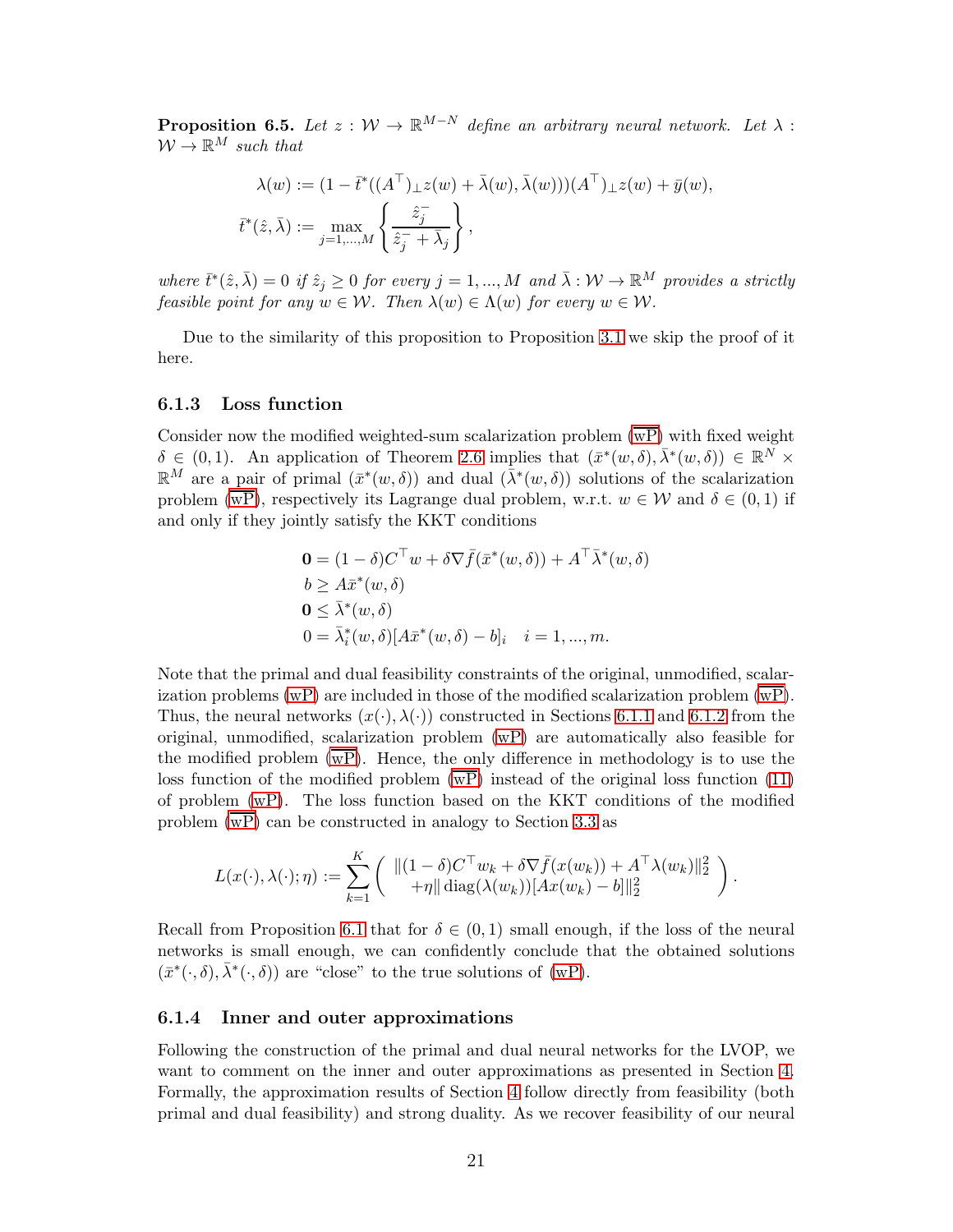**Proposition 6.5.** *Let $z : \mathcal{W} \to \mathbb{R}^{M-N}$ define an arbitrary neural network. Let $\lambda : \mathcal{W} \to \mathbb{R}^M$ such that*

$$\lambda(w) := (1 - \bar{t}^*((A^\top)_\perp z(w) + \bar{\lambda}(w), \bar{\lambda}(w)))(A^\top)_\perp z(w) + \bar{y}(w),$$
$$\bar{t}^*(\hat{z}, \bar{\lambda}) := \max_{j=1,...,M} \left\{ \frac{\hat{z}_j^-}{\hat{z}_j^- + \bar{\lambda}_j} \right\},$$

*where $\bar{t}^*(\hat{z}, \bar{\lambda}) = 0$ if $\hat{z}_j \geq 0$ for every $j = 1, ..., M$ and $\bar{\lambda} : \mathcal{W} \to \mathbb{R}^M$ provides a strictly feasible point for any $w \in \mathcal{W}$. Then $\lambda(w) \in \Lambda(w)$ for every $w \in \mathcal{W}$.*

Due to the similarity of this proposition to Proposition 3.1 we skip the proof of it here.

### 6.1.3 Loss function

Consider now the modified weighted-sum scalarization problem ($\overline{\text{wP}}$) with fixed weight $\delta \in (0, 1)$. An application of Theorem 2.6 implies that $(\bar{x}^*(w, \delta), \bar{\lambda}^*(w, \delta)) \in \mathbb{R}^N \times \mathbb{R}^M$ are a pair of primal $(\bar{x}^*(w, \delta))$ and dual $(\bar{\lambda}^*(w, \delta))$ solutions of the scalarization problem ($\overline{\text{wP}}$), respectively its Lagrange dual problem, w.r.t. $w \in \mathcal{W}$ and $\delta \in (0, 1)$ if and only if they jointly satisfy the KKT conditions

$$\begin{aligned}
\mathbf{0} &= (1 - \delta)C^\top w + \delta \nabla \bar{f}(\bar{x}^*(w, \delta)) + A^\top \bar{\lambda}^*(w, \delta) \\
b &\geq A\bar{x}^*(w, \delta) \\
\mathbf{0} &\leq \bar{\lambda}^*(w, \delta) \\
0 &= \bar{\lambda}_i^*(w, \delta)[A\bar{x}^*(w, \delta) - b]_i \quad i = 1, ..., m.
\end{aligned}$$

Note that the primal and dual feasibility constraints of the original, unmodified, scalarization problems (wP) are included in those of the modified scalarization problem ($\overline{\text{wP}}$). Thus, the neural networks $(x(\cdot), \lambda(\cdot))$ constructed in Sections 6.1.1 and 6.1.2 from the original, unmodified, scalarization problem (wP) are automatically also feasible for the modified problem ($\overline{\text{wP}}$). Hence, the only difference in methodology is to use the loss function of the modified problem ($\overline{\text{wP}}$) instead of the original loss function (11) of problem (wP). The loss function based on the KKT conditions of the modified problem ($\overline{\text{wP}}$) can be constructed in analogy to Section 3.3 as

$$L(x(\cdot), \lambda(\cdot); \eta) := \sum_{k=1}^{K} \left( \begin{array}{c} \|(1 - \delta)C^\top w_k + \delta \nabla \bar{f}(x(w_k)) + A^\top \lambda(w_k)\|_2^2 \\ +\eta \| \operatorname{diag}(\lambda(w_k))[Ax(w_k) - b]\|_2^2 \end{array} \right).$$

Recall from Proposition 6.1 that for $\delta \in (0, 1)$ small enough, if the loss of the neural networks is small enough, we can confidently conclude that the obtained solutions $(\bar{x}^*(\cdot, \delta), \bar{\lambda}^*(\cdot, \delta))$ are "close" to the true solutions of (wP).

### 6.1.4 Inner and outer approximations

Following the construction of the primal and dual neural networks for the LVOP, we want to comment on the inner and outer approximations as presented in Section 4. Formally, the approximation results of Section 4 follow directly from feasibility (both primal and dual feasibility) and strong duality. As we recover feasibility of our neural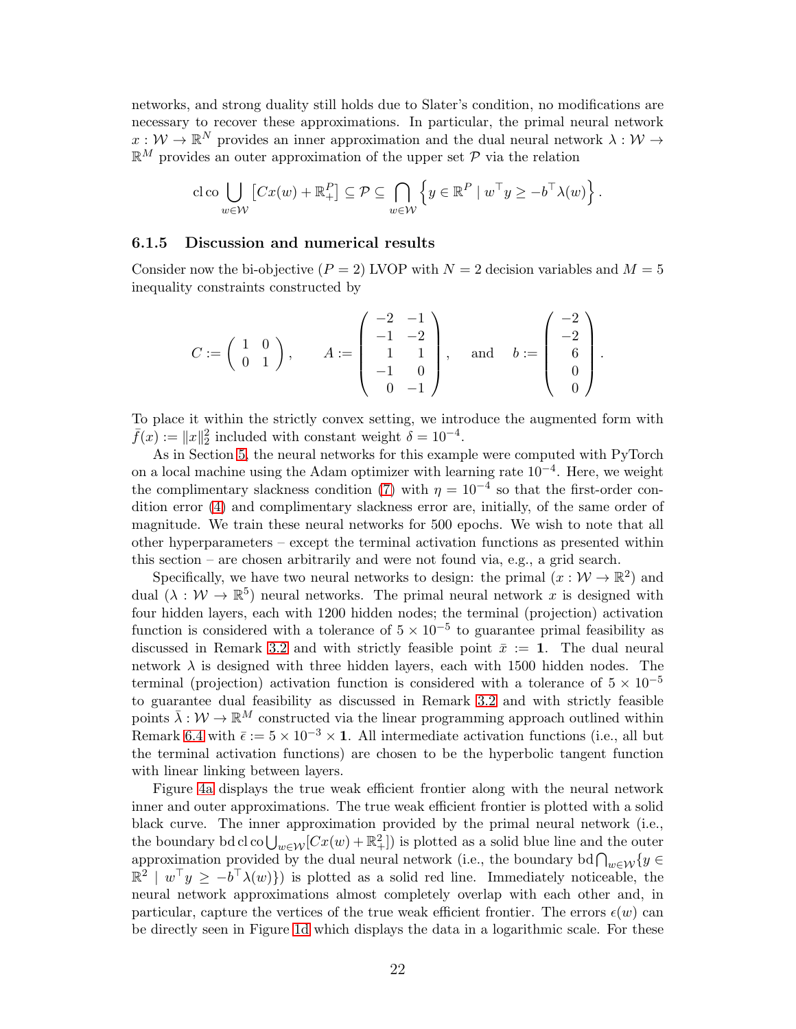networks, and strong duality still holds due to Slater's condition, no modifications are necessary to recover these approximations. In particular, the primal neural network $x : \mathcal{W} \to \mathbb{R}^N$ provides an inner approximation and the dual neural network $\lambda : \mathcal{W} \to \mathbb{R}^M$ provides an outer approximation of the upper set $\mathcal{P}$ via the relation

$$\operatorname{cl}\operatorname{co} \bigcup_{w \in \mathcal{W}} \left[ Cx(w) + \mathbb{R}^P_+ \right] \subseteq \mathcal{P} \subseteq \bigcap_{w \in \mathcal{W}} \left\{ y \in \mathbb{R}^P \mid w^\top y \geq -b^\top \lambda(w) \right\}.$$

### 6.1.5 Discussion and numerical results

Consider now the bi-objective ($P = 2$) LVOP with $N = 2$ decision variables and $M = 5$ inequality constraints constructed by

$$C := \begin{pmatrix} 1 & 0 \\ 0 & 1 \end{pmatrix}, \qquad A := \begin{pmatrix} -2 & -1 \\ -1 & -2 \\ 1 & 1 \\ -1 & 0 \\ 0 & -1 \end{pmatrix}, \quad \text{and} \quad b := \begin{pmatrix} -2 \\ -2 \\ 6 \\ 0 \\ 0 \end{pmatrix}.$$

To place it within the strictly convex setting, we introduce the augmented form with $\bar{f}(x) := \|x\|_2^2$ included with constant weight $\delta = 10^{-4}$.

As in Section 5, the neural networks for this example were computed with PyTorch on a local machine using the Adam optimizer with learning rate $10^{-4}$. Here, we weight the complimentary slackness condition (7) with $\eta = 10^{-4}$ so that the first-order condition error (4) and complimentary slackness error are, initially, of the same order of magnitude. We train these neural networks for 500 epochs. We wish to note that all other hyperparameters – except the terminal activation functions as presented within this section – are chosen arbitrarily and were not found via, e.g., a grid search.

Specifically, we have two neural networks to design: the primal ($x : \mathcal{W} \to \mathbb{R}^2$) and dual ($\lambda : \mathcal{W} \to \mathbb{R}^5$) neural networks. The primal neural network $x$ is designed with four hidden layers, each with 1200 hidden nodes; the terminal (projection) activation function is considered with a tolerance of $5 \times 10^{-5}$ to guarantee primal feasibility as discussed in Remark 3.2 and with strictly feasible point $\bar{x} := \mathbf{1}$. The dual neural network $\lambda$ is designed with three hidden layers, each with 1500 hidden nodes. The terminal (projection) activation function is considered with a tolerance of $5 \times 10^{-5}$ to guarantee dual feasibility as discussed in Remark 3.2 and with strictly feasible points $\bar{\lambda} : \mathcal{W} \to \mathbb{R}^M$ constructed via the linear programming approach outlined within Remark 6.4 with $\bar{\epsilon} := 5 \times 10^{-3} \times \mathbf{1}$. All intermediate activation functions (i.e., all but the terminal activation functions) are chosen to be the hyperbolic tangent function with linear linking between layers.

Figure 4a displays the true weak efficient frontier along with the neural network inner and outer approximations. The true weak efficient frontier is plotted with a solid black curve. The inner approximation provided by the primal neural network (i.e., the boundary $\operatorname{bd}\operatorname{cl}\operatorname{co}\bigcup_{w \in \mathcal{W}}[Cx(w) + \mathbb{R}^2_+]$) is plotted as a solid blue line and the outer approximation provided by the dual neural network (i.e., the boundary $\operatorname{bd}\bigcap_{w \in \mathcal{W}}\{y \in \mathbb{R}^2 \mid w^\top y \geq -b^\top \lambda(w)\}$) is plotted as a solid red line. Immediately noticeable, the neural network approximations almost completely overlap with each other and, in particular, capture the vertices of the true weak efficient frontier. The errors $\epsilon(w)$ can be directly seen in Figure 1d which displays the data in a logarithmic scale. For these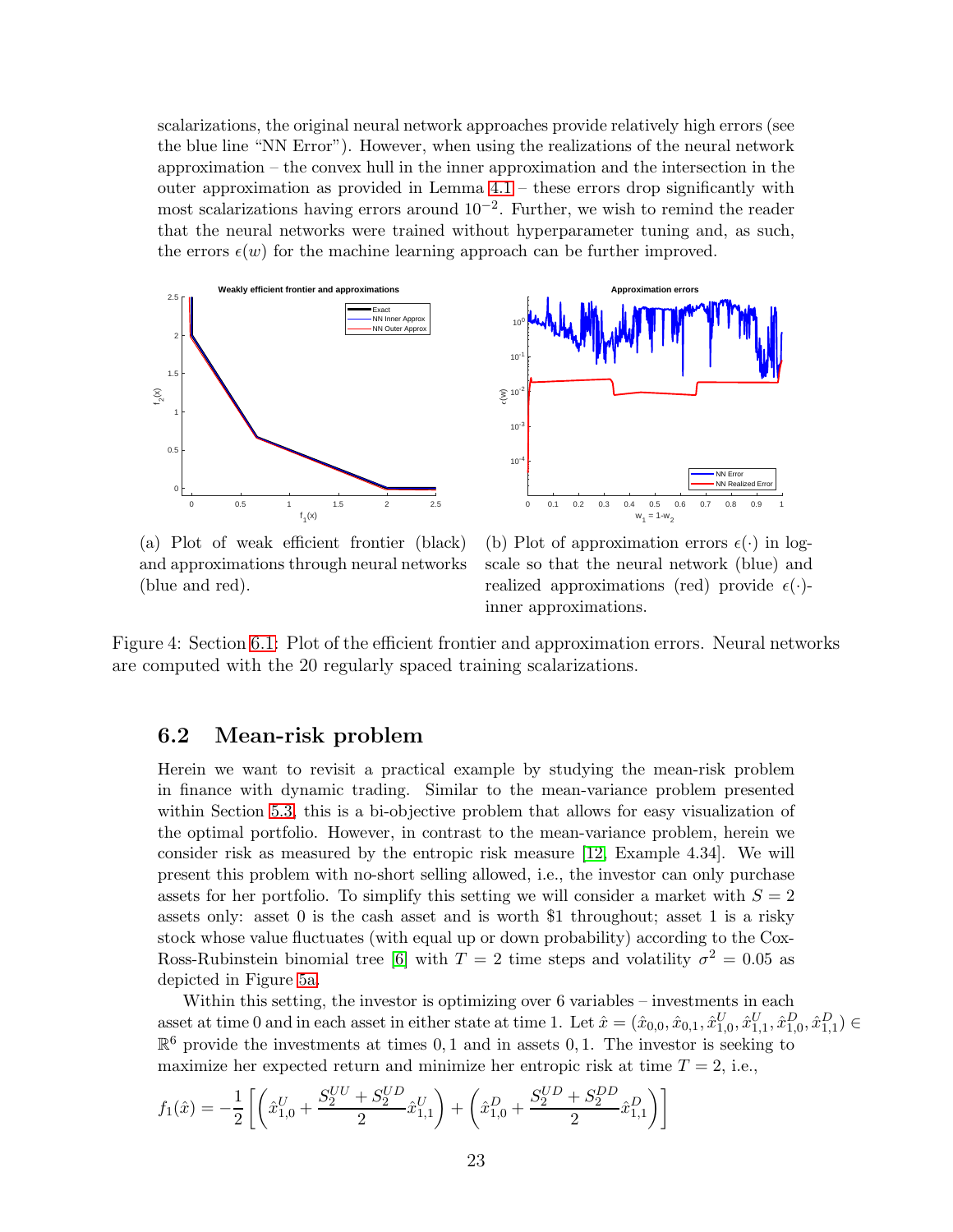scalarizations, the original neural network approaches provide relatively high errors (see the blue line "NN Error"). However, when using the realizations of the neural network approximation – the convex hull in the inner approximation and the intersection in the outer approximation as provided in Lemma 4.1 – these errors drop significantly with most scalarizations having errors around $10^{-2}$. Further, we wish to remind the reader that the neural networks were trained without hyperparameter tuning and, as such, the errors $\epsilon(w)$ for the machine learning approach can be further improved.

(a) Plot of weak efficient frontier (black) and approximations through neural networks (blue and red).

(b) Plot of approximation errors $\epsilon(\cdot)$ in log-scale so that the neural network (blue) and realized approximations (red) provide $\epsilon(\cdot)$-inner approximations.

Figure 4: Section 6.1: Plot of the efficient frontier and approximation errors. Neural networks are computed with the 20 regularly spaced training scalarizations.

## 6.2 Mean-risk problem

Herein we want to revisit a practical example by studying the mean-risk problem in finance with dynamic trading. Similar to the mean-variance problem presented within Section 5.3, this is a bi-objective problem that allows for easy visualization of the optimal portfolio. However, in contrast to the mean-variance problem, herein we consider risk as measured by the entropic risk measure [12, Example 4.34]. We will present this problem with no-short selling allowed, i.e., the investor can only purchase assets for her portfolio. To simplify this setting we will consider a market with $S = 2$ assets only: asset 0 is the cash asset and is worth \$1 throughout; asset 1 is a risky stock whose value fluctuates (with equal up or down probability) according to the Cox-Ross-Rubinstein binomial tree [6] with $T = 2$ time steps and volatility $\sigma^2 = 0.05$ as depicted in Figure 5a.

Within this setting, the investor is optimizing over 6 variables – investments in each asset at time 0 and in each asset in either state at time 1. Let $\hat{x} = (\hat{x}_{0,0}, \hat{x}_{0,1}, \hat{x}^U_{1,0}, \hat{x}^U_{1,1}, \hat{x}^D_{1,0}, \hat{x}^D_{1,1}) \in \mathbb{R}^6$ provide the investments at times $0, 1$ and in assets $0, 1$. The investor is seeking to maximize her expected return and minimize her entropic risk at time $T = 2$, i.e.,

$$f_1(\hat{x}) = -\frac{1}{2}\left[\left(\hat{x}^U_{1,0} + \frac{S_2^{UU} + S_2^{UD}}{2}\hat{x}^U_{1,1}\right) + \left(\hat{x}^D_{1,0} + \frac{S_2^{UD} + S_2^{DD}}{2}\hat{x}^D_{1,1}\right)\right]$$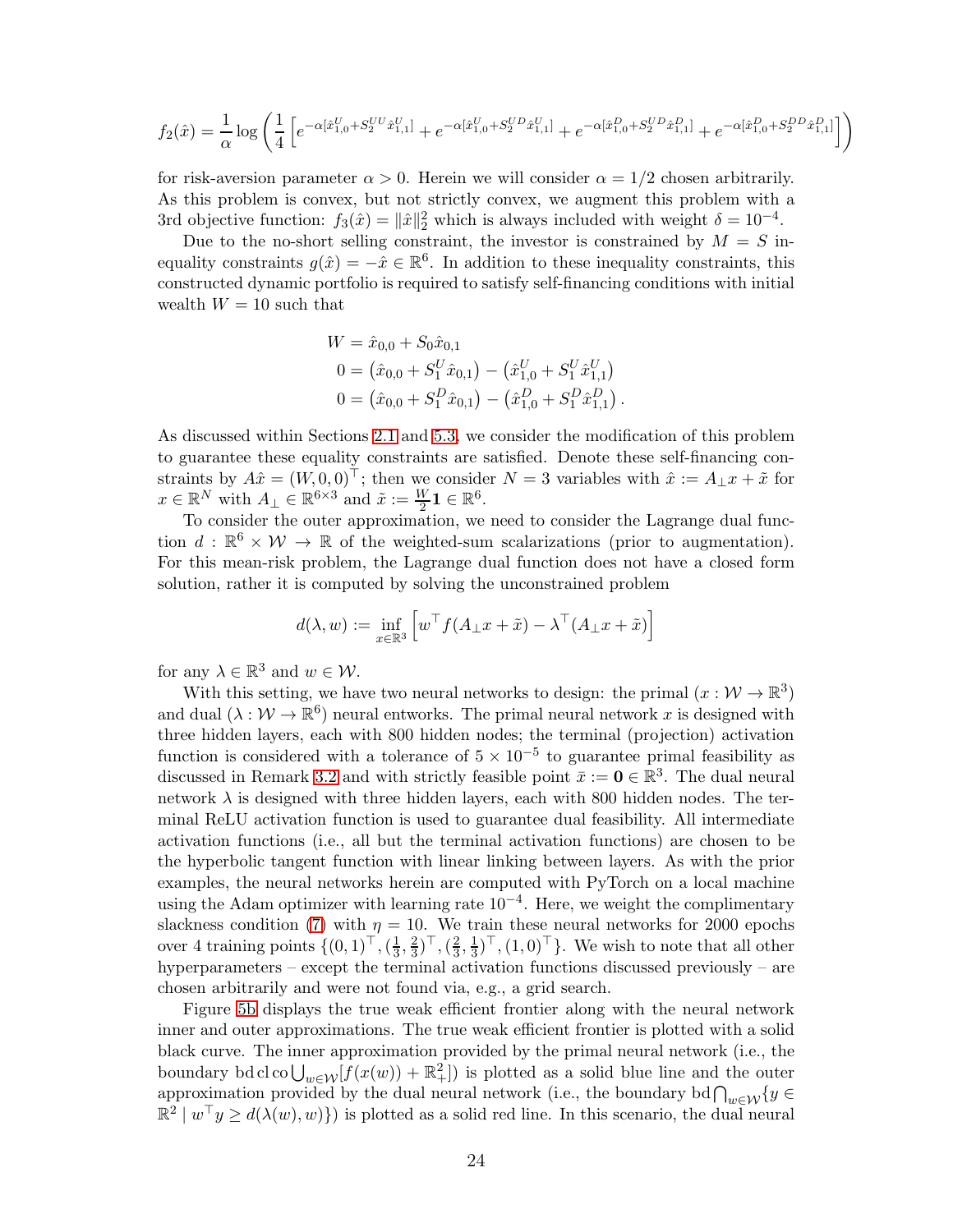$$f_2(\hat{x}) = \frac{1}{\alpha}\log\left(\frac{1}{4}\left[e^{-\alpha[\hat{x}^U_{1,0}+S^{UU}_2\hat{x}^U_{1,1}]} + e^{-\alpha[\hat{x}^U_{1,0}+S^{UD}_2\hat{x}^U_{1,1}]} + e^{-\alpha[\hat{x}^D_{1,0}+S^{UD}_2\hat{x}^D_{1,1}]} + e^{-\alpha[\hat{x}^D_{1,0}+S^{DD}_2\hat{x}^D_{1,1}]}\right]\right)$$

for risk-aversion parameter $\alpha > 0$. Herein we will consider $\alpha = 1/2$ chosen arbitrarily. As this problem is convex, but not strictly convex, we augment this problem with a 3rd objective function: $f_3(\hat{x}) = \|\hat{x}\|_2^2$ which is always included with weight $\delta = 10^{-4}$.

Due to the no-short selling constraint, the investor is constrained by $M = S$ inequality constraints $g(\hat{x}) = -\hat{x} \in \mathbb{R}^6$. In addition to these inequality constraints, this constructed dynamic portfolio is required to satisfy self-financing conditions with initial wealth $W = 10$ such that

$$\begin{aligned}
W &= \hat{x}_{0,0} + S_0\hat{x}_{0,1} \\
0 &= \left(\hat{x}_{0,0} + S^U_1\hat{x}_{0,1}\right) - \left(\hat{x}^U_{1,0} + S^U_1\hat{x}^U_{1,1}\right) \\
0 &= \left(\hat{x}_{0,0} + S^D_1\hat{x}_{0,1}\right) - \left(\hat{x}^D_{1,0} + S^D_1\hat{x}^D_{1,1}\right).
\end{aligned}$$

As discussed within Sections 2.1 and 5.3, we consider the modification of this problem to guarantee these equality constraints are satisfied. Denote these self-financing constraints by $A\hat{x} = (W, 0, 0)^\top$; then we consider $N = 3$ variables with $\hat{x} := A_\perp x + \tilde{x}$ for $x \in \mathbb{R}^N$ with $A_\perp \in \mathbb{R}^{6\times 3}$ and $\tilde{x} := \frac{W}{2}\mathbf{1} \in \mathbb{R}^6$.

To consider the outer approximation, we need to consider the Lagrange dual function $d : \mathbb{R}^6 \times \mathcal{W} \to \mathbb{R}$ of the weighted-sum scalarizations (prior to augmentation). For this mean-risk problem, the Lagrange dual function does not have a closed form solution, rather it is computed by solving the unconstrained problem

$$d(\lambda, w) := \inf_{x\in\mathbb{R}^3}\left[w^\top f(A_\perp x + \tilde{x}) - \lambda^\top(A_\perp x + \tilde{x})\right]$$

for any $\lambda \in \mathbb{R}^3$ and $w \in \mathcal{W}$.

With this setting, we have two neural networks to design: the primal ($x : \mathcal{W} \to \mathbb{R}^3$) and dual ($\lambda : \mathcal{W} \to \mathbb{R}^6$) neural entworks. The primal neural network $x$ is designed with three hidden layers, each with 800 hidden nodes; the terminal (projection) activation function is considered with a tolerance of $5 \times 10^{-5}$ to guarantee primal feasibility as discussed in Remark 3.2 and with strictly feasible point $\bar{x} := \mathbf{0} \in \mathbb{R}^3$. The dual neural network $\lambda$ is designed with three hidden layers, each with 800 hidden nodes. The terminal ReLU activation function is used to guarantee dual feasibility. All intermediate activation functions (i.e., all but the terminal activation functions) are chosen to be the hyperbolic tangent function with linear linking between layers. As with the prior examples, the neural networks herein are computed with PyTorch on a local machine using the Adam optimizer with learning rate $10^{-4}$. Here, we weight the complimentary slackness condition (7) with $\eta = 10$. We train these neural networks for 2000 epochs over 4 training points $\{(0,1)^\top, (\frac{1}{3},\frac{2}{3})^\top, (\frac{2}{3},\frac{1}{3})^\top, (1,0)^\top\}$. We wish to note that all other hyperparameters – except the terminal activation functions discussed previously – are chosen arbitrarily and were not found via, e.g., a grid search.

Figure 5b displays the true weak efficient frontier along with the neural network inner and outer approximations. The true weak efficient frontier is plotted with a solid black curve. The inner approximation provided by the primal neural network (i.e., the boundary $\operatorname{bd}\operatorname{cl}\operatorname{co}\bigcup_{w\in\mathcal{W}}[f(x(w)) + \mathbb{R}^2_+]$) is plotted as a solid blue line and the outer approximation provided by the dual neural network (i.e., the boundary $\operatorname{bd}\bigcap_{w\in\mathcal{W}}\{y \in \mathbb{R}^2 \mid w^\top y \geq d(\lambda(w), w)\}$) is plotted as a solid red line. In this scenario, the dual neural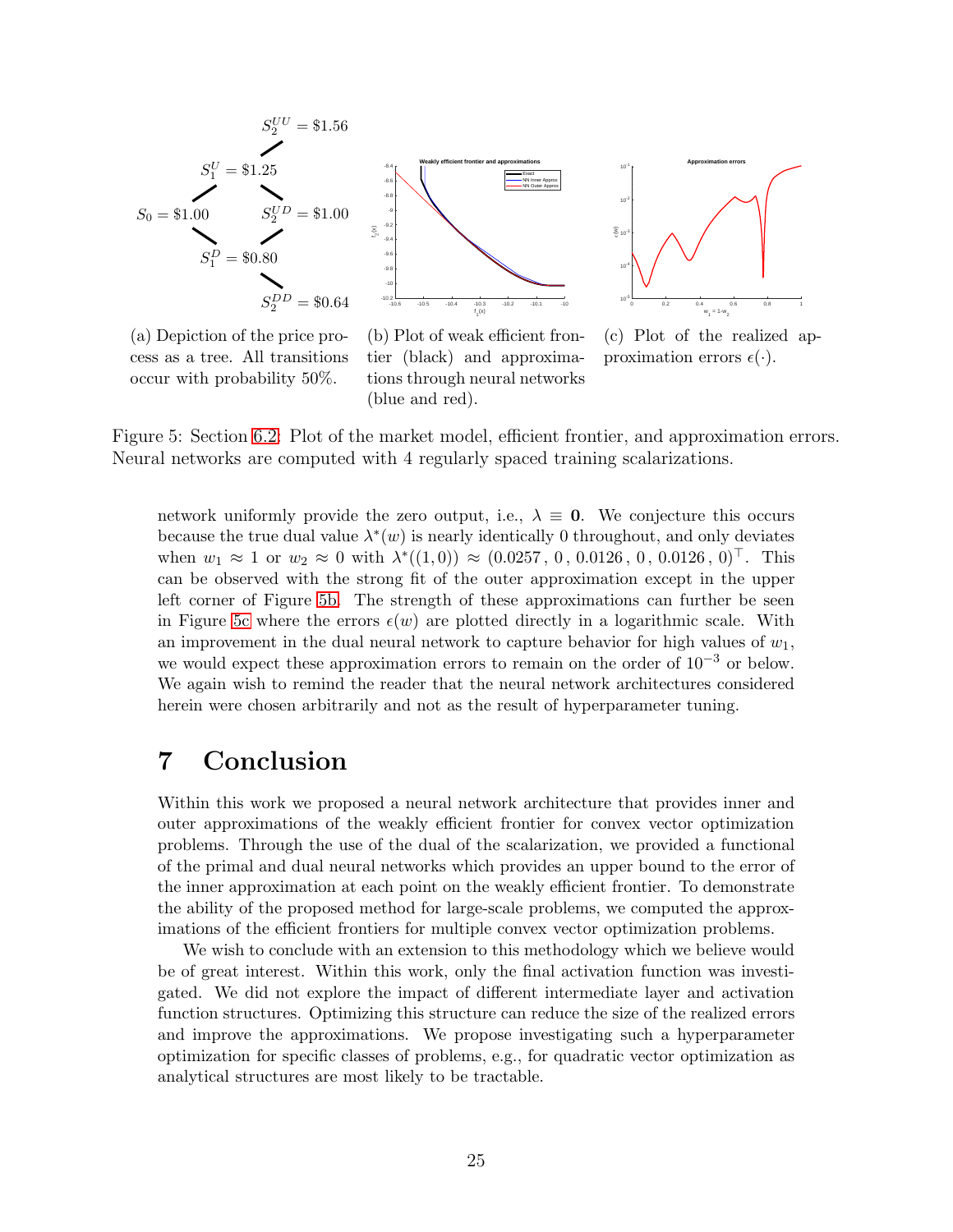(a) Depiction of the price process as a tree. All transitions occur with probability 50%.

(b) Plot of weak efficient frontier (black) and approximations through neural networks (blue and red).

(c) Plot of the realized approximation errors $\epsilon(\cdot)$.

Figure 5: Section 6.2: Plot of the market model, efficient frontier, and approximation errors. Neural networks are computed with 4 regularly spaced training scalarizations.

network uniformly provide the zero output, i.e., $\lambda \equiv \mathbf{0}$. We conjecture this occurs because the true dual value $\lambda^*(w)$ is nearly identically 0 throughout, and only deviates when $w_1 \approx 1$ or $w_2 \approx 0$ with $\lambda^*((1,0)) \approx (0.0257\,,\,0\,,\,0.0126\,,\,0\,,\,0.0126\,,\,0)^\top$. This can be observed with the strong fit of the outer approximation except in the upper left corner of Figure 5b. The strength of these approximations can further be seen in Figure 5c where the errors $\epsilon(w)$ are plotted directly in a logarithmic scale. With an improvement in the dual neural network to capture behavior for high values of $w_1$, we would expect these approximation errors to remain on the order of $10^{-3}$ or below. We again wish to remind the reader that the neural network architectures considered herein were chosen arbitrarily and not as the result of hyperparameter tuning.

# 7 Conclusion

Within this work we proposed a neural network architecture that provides inner and outer approximations of the weakly efficient frontier for convex vector optimization problems. Through the use of the dual of the scalarization, we provided a functional of the primal and dual neural networks which provides an upper bound to the error of the inner approximation at each point on the weakly efficient frontier. To demonstrate the ability of the proposed method for large-scale problems, we computed the approximations of the efficient frontiers for multiple convex vector optimization problems.

We wish to conclude with an extension to this methodology which we believe would be of great interest. Within this work, only the final activation function was investigated. We did not explore the impact of different intermediate layer and activation function structures. Optimizing this structure can reduce the size of the realized errors and improve the approximations. We propose investigating such a hyperparameter optimization for specific classes of problems, e.g., for quadratic vector optimization as analytical structures are most likely to be tractable.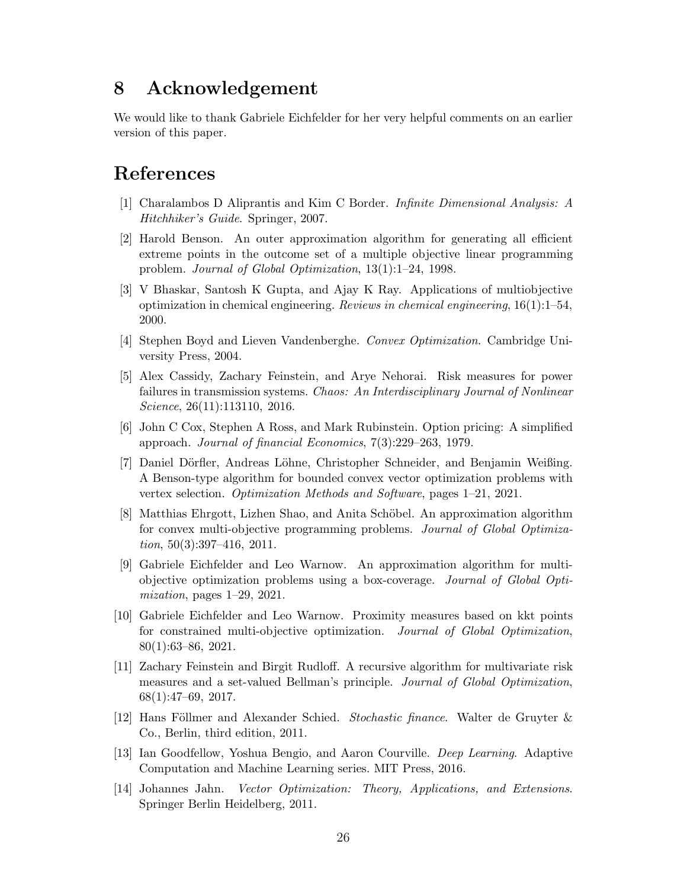## 8 Acknowledgement

We would like to thank Gabriele Eichfelder for her very helpful comments on an earlier version of this paper.

## References

[1] Charalambos D Aliprantis and Kim C Border. *Infinite Dimensional Analysis: A Hitchhiker's Guide*. Springer, 2007.

[2] Harold Benson. An outer approximation algorithm for generating all efficient extreme points in the outcome set of a multiple objective linear programming problem. *Journal of Global Optimization*, 13(1):1–24, 1998.

[3] V Bhaskar, Santosh K Gupta, and Ajay K Ray. Applications of multiobjective optimization in chemical engineering. *Reviews in chemical engineering*, 16(1):1–54, 2000.

[4] Stephen Boyd and Lieven Vandenberghe. *Convex Optimization*. Cambridge University Press, 2004.

[5] Alex Cassidy, Zachary Feinstein, and Arye Nehorai. Risk measures for power failures in transmission systems. *Chaos: An Interdisciplinary Journal of Nonlinear Science*, 26(11):113110, 2016.

[6] John C Cox, Stephen A Ross, and Mark Rubinstein. Option pricing: A simplified approach. *Journal of financial Economics*, 7(3):229–263, 1979.

[7] Daniel Dörfler, Andreas Löhne, Christopher Schneider, and Benjamin Weißing. A Benson-type algorithm for bounded convex vector optimization problems with vertex selection. *Optimization Methods and Software*, pages 1–21, 2021.

[8] Matthias Ehrgott, Lizhen Shao, and Anita Schöbel. An approximation algorithm for convex multi-objective programming problems. *Journal of Global Optimization*, 50(3):397–416, 2011.

[9] Gabriele Eichfelder and Leo Warnow. An approximation algorithm for multi-objective optimization problems using a box-coverage. *Journal of Global Optimization*, pages 1–29, 2021.

[10] Gabriele Eichfelder and Leo Warnow. Proximity measures based on kkt points for constrained multi-objective optimization. *Journal of Global Optimization*, 80(1):63–86, 2021.

[11] Zachary Feinstein and Birgit Rudloff. A recursive algorithm for multivariate risk measures and a set-valued Bellman's principle. *Journal of Global Optimization*, 68(1):47–69, 2017.

[12] Hans Föllmer and Alexander Schied. *Stochastic finance*. Walter de Gruyter & Co., Berlin, third edition, 2011.

[13] Ian Goodfellow, Yoshua Bengio, and Aaron Courville. *Deep Learning*. Adaptive Computation and Machine Learning series. MIT Press, 2016.

[14] Johannes Jahn. *Vector Optimization: Theory, Applications, and Extensions*. Springer Berlin Heidelberg, 2011.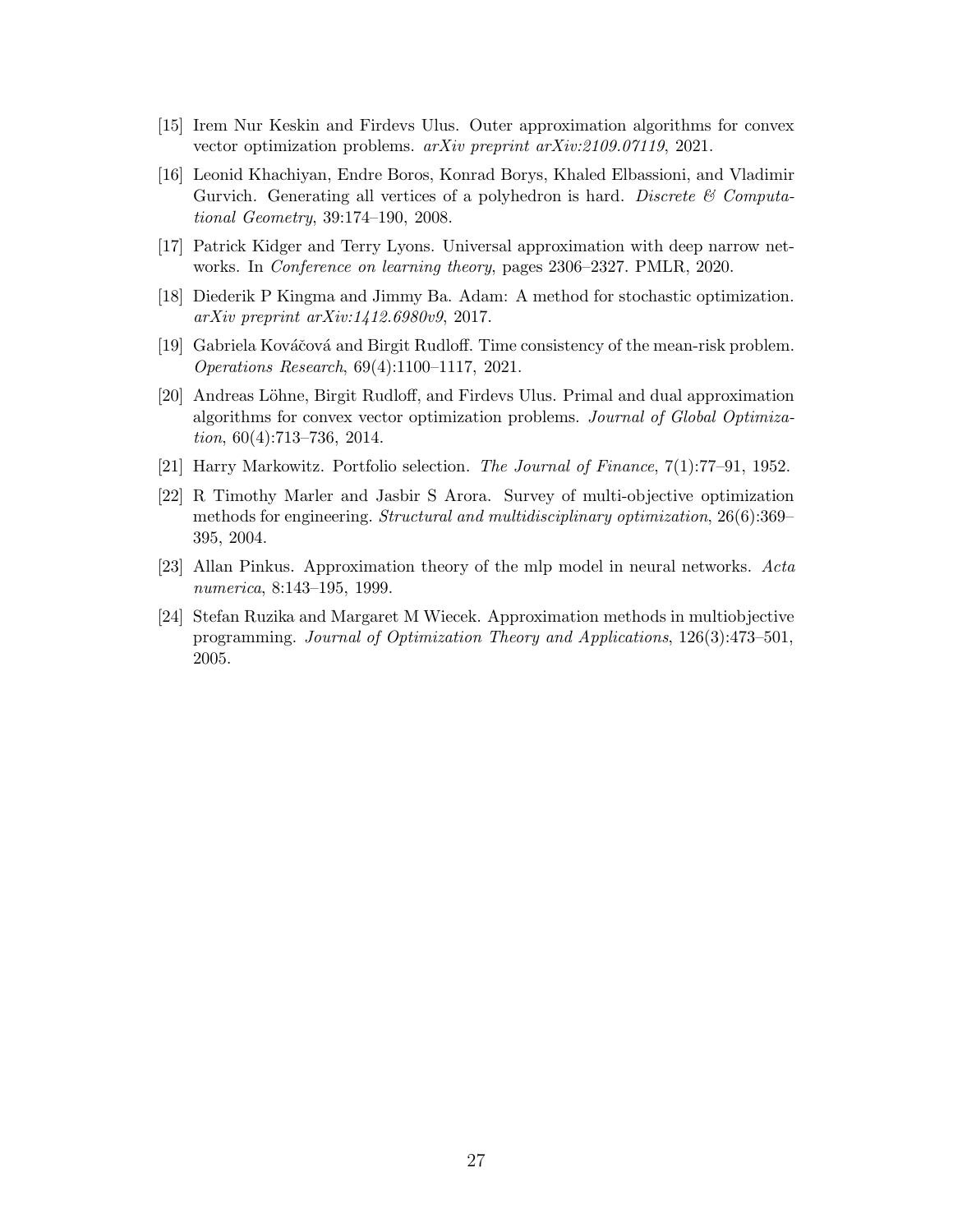[15] Irem Nur Keskin and Firdevs Ulus. Outer approximation algorithms for convex vector optimization problems. *arXiv preprint arXiv:2109.07119*, 2021.

[16] Leonid Khachiyan, Endre Boros, Konrad Borys, Khaled Elbassioni, and Vladimir Gurvich. Generating all vertices of a polyhedron is hard. *Discrete & Computational Geometry*, 39:174–190, 2008.

[17] Patrick Kidger and Terry Lyons. Universal approximation with deep narrow networks. In *Conference on learning theory*, pages 2306–2327. PMLR, 2020.

[18] Diederik P Kingma and Jimmy Ba. Adam: A method for stochastic optimization. *arXiv preprint arXiv:1412.6980v9*, 2017.

[19] Gabriela Kováčová and Birgit Rudloff. Time consistency of the mean-risk problem. *Operations Research*, 69(4):1100–1117, 2021.

[20] Andreas Löhne, Birgit Rudloff, and Firdevs Ulus. Primal and dual approximation algorithms for convex vector optimization problems. *Journal of Global Optimization*, 60(4):713–736, 2014.

[21] Harry Markowitz. Portfolio selection. *The Journal of Finance*, 7(1):77–91, 1952.

[22] R Timothy Marler and Jasbir S Arora. Survey of multi-objective optimization methods for engineering. *Structural and multidisciplinary optimization*, 26(6):369–395, 2004.

[23] Allan Pinkus. Approximation theory of the mlp model in neural networks. *Acta numerica*, 8:143–195, 1999.

[24] Stefan Ruzika and Margaret M Wiecek. Approximation methods in multiobjective programming. *Journal of Optimization Theory and Applications*, 126(3):473–501, 2005.